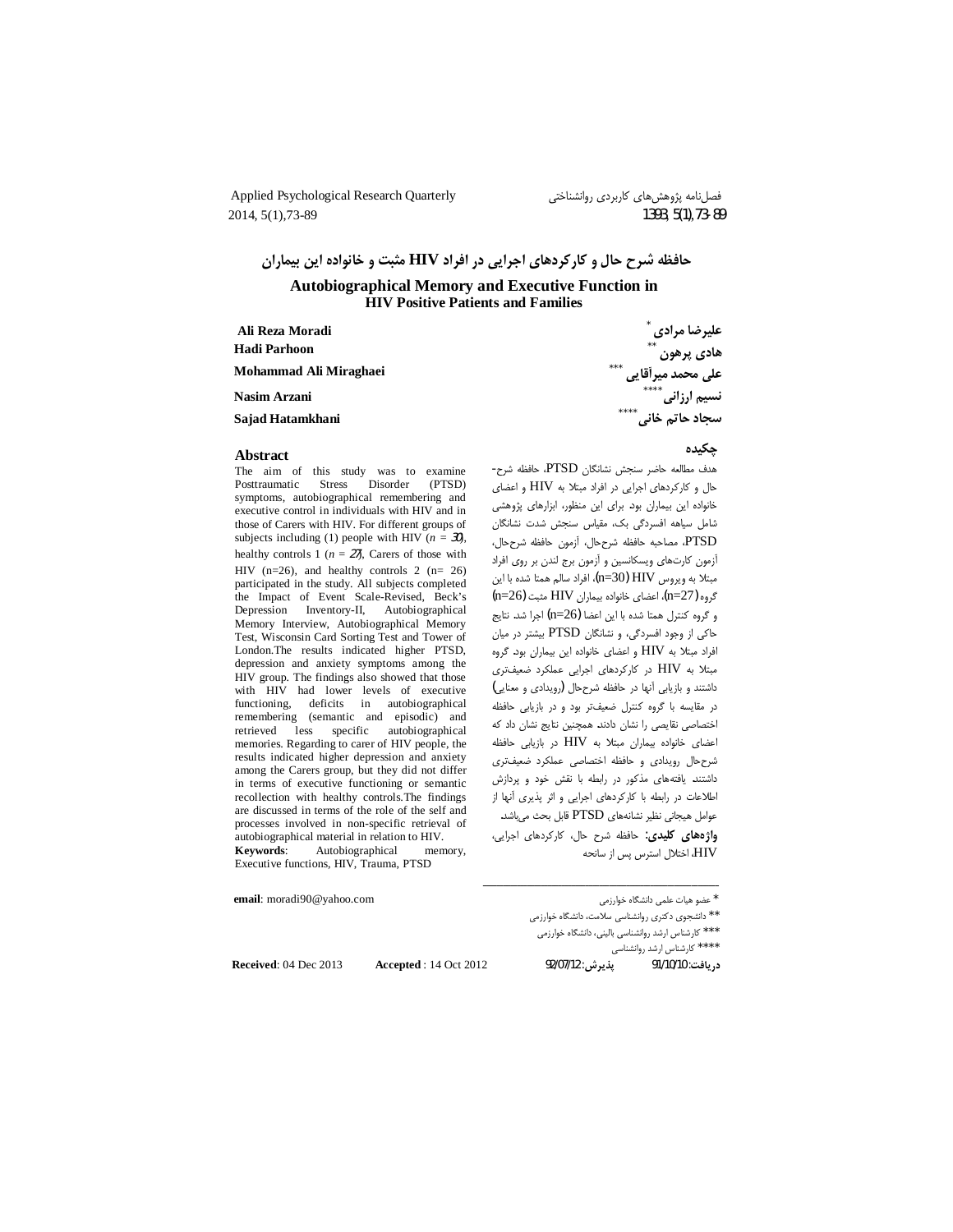# حافظه شرح حال و کارکردهای اجرایی در افراد HIV مثبت و خانواده این بیماران

## Autobiographical Memory and Executive Function in HIV Positive Patients and Families

علیرضا مرادی [*]
هادی پرهون [**]
علی محمد میرآقایی [***]
نسیم ارزانی [****]
سجاد حاتم خانی [****]

**Ali Reza Moradi**
**Hadi Parhoon**
**Mohammad Ali Miraghaei**
**Nasim Arzani**
**Sajad Hatamkhani**

### چکیده

هدف مطالعه حاضر سنجش نشانگان PTSD، حافظه شرح-حال و کارکردهای اجرایی در افراد مبتلا به HIV و اعضای خانواده این بیماران بود. برای این منظور، ابزارهای پژوهشی شامل سیاهه افسردگی بک، مقیاس سنجش شدت نشانگان PTSD، مصاحبه حافظه شرح‌حال، آزمون حافظه شرح‌حال، آزمون کارت‌های ویسکانسین و آزمون برج لندن بر روی افراد مبتلا به ویروس HIV (n=30)، افراد سالم همتا شده با این گروه (n=27)، اعضای خانواده بیماران HIV مثبت (n=26) و گروه کنترل همتا شده با این اعضا (n=26) اجرا شد. نتایج حاکی از وجود افسردگی، و نشانگان PTSD بیشتر در میان افراد مبتلا به HIV و اعضای خانواده این بیماران بود. گروه مبتلا به HIV در کارکردهای اجرایی عملکرد ضعیف‌تری داشتند و بازیابی آنها در حافظه شرح‌حال (رویدادی و معنایی) در مقایسه با گروه کنترل ضعیف‌تر بود و در بازیابی حافظه اختصاصی نقایصی را نشان دادند. همچنین نتایج نشان داد که اعضای خانواده بیماران مبتلا به HIV در بازیابی حافظه شرح‌حال رویدادی و حافظه اختصاصی عملکرد ضعیف‌تری داشتند. یافته‌های مذکور در رابطه با نقش خود و پردازش اطلاعات در رابطه با کارکردهای اجرایی و اثر پذیری آنها از عوامل هیجانی نظیر نشانه‌های PTSD قابل بحث می‌باشد.

**واژه‌های کلیدی:** حافظه شرح حال، کارکردهای اجرایی، HIV، اختلال استرس پس از سانحه

### Abstract

The aim of this study was to examine Posttraumatic Stress Disorder (PTSD) symptoms, autobiographical remembering and executive control in individuals with HIV and in those of Carers with HIV. For different groups of subjects including (1) people with HIV ($n$ = 30), healthy controls 1 ($n$ = 27), Carers of those with HIV (n=26), and healthy controls 2 (n= 26) participated in the study. All subjects completed the Impact of Event Scale-Revised, Beck's Depression Inventory-II, Autobiographical Memory Interview, Autobiographical Memory Test, Wisconsin Card Sorting Test and Tower of London.The results indicated higher PTSD, depression and anxiety symptoms among the HIV group. The findings also showed that those with HIV had lower levels of executive functioning, deficits in autobiographical remembering (semantic and episodic) and retrieved less specific autobiographical memories. Regarding to carer of HIV people, the results indicated higher depression and anxiety among the Carers group, but they did not differ in terms of executive functioning or semantic recollection with healthy controls.The findings are discussed in terms of the role of the self and processes involved in non-specific retrieval of autobiographical material in relation to HIV.

**Keywords**: Autobiographical memory, Executive functions, HIV, Trauma, PTSD

**email**: moradi90@yahoo.com

[*] عضو هیات علمی دانشگاه خوارزمی
[**] دانشجوی دکتری روانشناسی سلامت، دانشگاه خوارزمی
[***] کارشناس ارشد روانشناسی بالینی، دانشگاه خوارزمی
[****] کارشناس ارشد روانشناسی

**Received**: 04 Dec 2013 **Accepted** : 14 Oct 2012

دریافت: 91/10/10 پذیرش: 92/07/12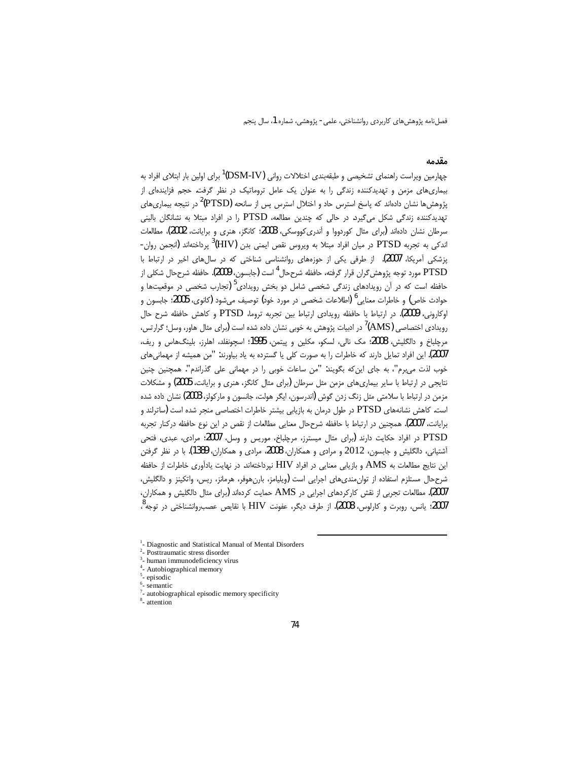## مقدمه

چهارمین ویراست راهنمای تشخیصی و طبقه‌بندی اختلالات روانی (DSM-IV)[1] برای اولین بار ابتلای افراد به بیماری‌های مزمن و تهدیدکننده زندگی را به عنوان یک عامل تروماتیک در نظر گرفت. حجم فزاینده‌ای از پژوهش‌ها نشان داده‌اند که پاسخ استرس حاد و اختلال استرس پس از سانحه (PTSD)[2] در نتیجه بیماری‌های تهدیدکننده زندگی شکل می‌گیرد. در حالی که چندین مطالعه، PTSD را در افراد مبتلا به نشانگان بالینی سرطان نشان داده‌اند (برای مثال کوردووا و آندری‌کووسکی، 2003؛ کانگز، هنری و برایانت، 2002)، مطالعات اندکی به تجربه PTSD در میان افراد مبتلا به ویروس نقص ایمنی بدن (HIV)[3] پرداخته‌اند (انجمن روان-پزشکی آمریکا، 2007). از طرفی یکی از حوزه‌های روانشناسی شناختی که در سال‌های اخیر در ارتباط با PTSD مورد توجه پژوهش‌گران قرار گرفته، حافظه شرح‌حال[4] است (جابسون، 2009). حافظه شرح‌حال شکلی از حافظه است که در آن رویدادهای زندگی شخصی شامل دو بخش رویدادی[5] (تجارب شخصی در موقعیت‌ها و حوادث خاص) و خاطرات معنایی[6] (اطلاعات شخصی در مورد خود) توصیف می‌شود (کانوی، 2005؛ جابسون و اوکارونی، 2009). در ارتباط با حافظه رویدادی ارتباط بین تجربه تروما، PTSD و کاهش حافظه شرح حال رویدادی اختصاصی (AMS)[7] در ادبیات پژوهش به خوبی نشان داده شده است (برای مثال هاور، وسل؛ گرارتس، مرچلباخ و دالگلیش، 2008؛ مک نالی، لسکو، مکلین و پیتمن، 1995؛ اسچونفلد، اهلرز، بلینگ‌هاس و ریف، 2007). این افراد تمایل دارند که خاطرات را به صورت کلی یا گسترده به یاد بیاورند: "من همیشه از مهمانی‌های خوب لذت می‌برم"، به جای این‌که بگویند: "من ساعات خوبی را در مهمانی علی گذراندم". همچنین چنین نتایجی در ارتباط با سایر بیماری‌های مزمن مثل سرطان (برای مثال کانگز، هنری و برایانت، 2005) و مشکلات مزمن در ارتباط با سلامتی مثل زنگ زدن گوش (اندرسون، ایگر هولت، جانسون و مارکولز، 2003) نشان داده شده است. کاهش نشانه‌های PTSD در طول درمان به بازیابی بیشتر خاطرات اختصاصی منجر شده است (ساترلند و برایانت، 2007). همچنین در ارتباط با حافظه شرح‌حال معنایی مطالعات از نقص در این نوع حافظه درکنار تجربه PTSD در افراد حکایت دارند (برای مثال میسترز، مرچلباخ، موریس و وسل، 2007؛ مرادی، عبدی، فتحی آشتیانی، دالگلیش و جابسون، 2012 و مرادی و همکاران، 2008، مرادی و همکاران، 1389). با در نظر گرفتن این نتایج مطالعات به AMS و بازیابی معنایی در افراد HIV نپرداخته‌اند. در نهایت یادآوری خاطرات از حافظه شرح‌حال مستلزم استفاده از توان‌مندی‌های اجرایی است (ویلیامز، بارن‌هوفر، هرمانز، ریس، واتکینز و دالگلیش، 2007). مطالعات تجربی از نقش کارکردهای اجرایی در AMS حمایت کرده‌اند (برای مثال دالگلیش و همکاران، 2007؛ یانس، روبرت و کارلوس، 2008). از طرف دیگر، عفونت HIV با نقایص عصب‌روانشناختی در توجه[8]،

---

[1]- Diagnostic and Statistical Manual of Mental Disorders
[2]- Posttraumatic stress disorder
[3]- human immunodeficiency virus
[4]- Autobiographical memory
[5]- episodic
[6]- semantic
[7]- autobiographical episodic memory specificity
[8]- attention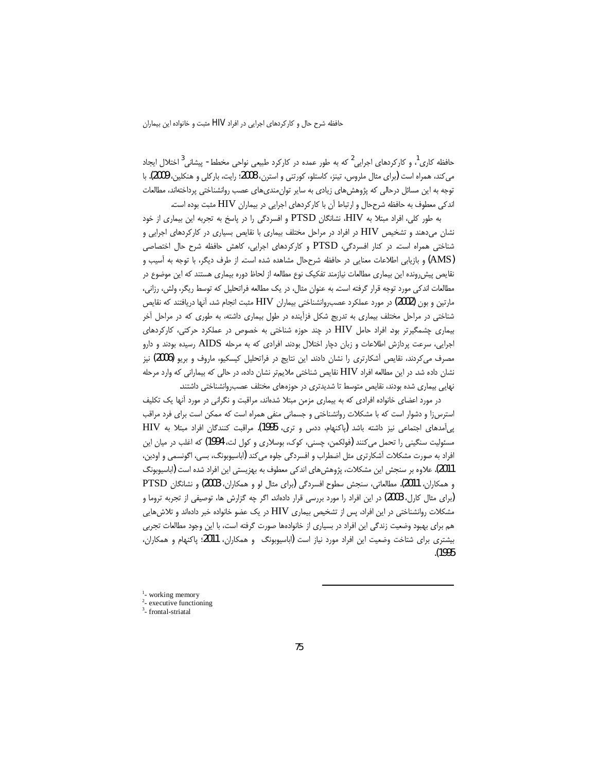حافظه کاری[1]، و کارکردهای اجرایی[2] که به طور عمده در کارکرد طبیعی نواحی مخطط- پیشانی[3] اختلال ایجاد می‌کند، همراه است (برای مثال ملروس، تینز، کاستلو، کورتنی و استرن، 2008؛ رایت، بارکلی و هنکلین، 2009). با توجه به این مسائل درحالی که پژوهش‌های زیادی به سایر توان‌مندی‌های عصب روانشناختی پرداخته‌اند، مطالعات اندکی معطوف به حافظه شرح‌حال و ارتباط آن با کارکردهای اجرایی در بیماران HIV مثبت بوده است.

به طور کلی، افراد مبتلا به HIV، نشانگان PTSD و افسردگی را در پاسخ به تجربه این بیماری از خود نشان می‌دهند و تشخیص HIV در افراد در مراحل مختلف بیماری با نقایص بسیاری در کارکردهای اجرایی و شناختی همراه است. در کنار افسردگی، PTSD و کارکردهای اجرایی، کاهش حافظه شرح حال اختصاصی (AMS) و بازیابی اطلاعات معنایی در حافظه شرح‌حال مشاهده شده است. از طرف دیگر، با توجه به آسیب و نقایص پیش‌رونده این بیماری مطالعات نیازمند تفکیک نوع مطالعه از لحاظ دوره بیماری هستند که این موضوع در مطالعات اندکی مورد توجه قرار گرفته است. به عنوان مثال، در یک مطالعه فراتحلیل که توسط ریگر، ولش، رزانی، مارتین و بون (2002) در مورد عملکرد عصب‌روانشناختی بیماران HIV مثبت انجام شد، آنها دریافتند که نقایص شناختی در مراحل مختلف بیماری به تدریج شکل فزآینده در طول بیماری داشته، به طوری که در مراحل آخر بیماری چشمگیرتر بود. افراد حامل HIV در چند حوزه شناختی به خصوص در عملکرد حرکتی، کارکردهای اجرایی، سرعت پردازش اطلاعات و زبان دچار اختلال بودند. افرادی که به مرحله AIDS رسیده بودند و دارو مصرف می‌کردند، نقایص آشکارتری را نشان دادند. این نتایج در فراتحلیل کیسکیو، ماروف و بریو (2006) نیز نشان داده شد. در این مطالعه افراد HIV نقایص شناختی ملایم‌تر نشان داده، در حالی که بیمارانی که وارد مرحله نهایی بیماری شده بودند، نقایص متوسط تا شدیدتری در حوزه‌های مختلف عصب‌روانشناختی داشتند.

در مورد اعضای خانواده افرادی که به بیماری مزمن مبتلا شده‌اند، مراقبت و نگرانی در مورد آنها یک تکلیف استرس‌زا و دشوار است که با مشکلات روانشناختی و جسمانی منفی همراه است که ممکن است برای فرد مراقب پی‌آمدهای اجتماعی نیز داشته باشد (پاکنهام، ددس و تری، 1995). مراقبت کنندگان افراد مبتلا به HIV مسئولیت سنگینی را تحمل می‌کنند (فولکمن، چسنی، کوک، بوسلاری و کول لت، 1994) که اغلب در میان این افراد به صورت مشکلات آشکارتری مثل اضطراب و افسردگی جلوه می‌کند (اباسیوبونگ، بسی، اگونسمی و اودبن، 2011). علاوه بر سنجش این مشکلات، پژوهش‌های اندکی معطوف به بهزیستی این افراد شده است (اباسیوبونگ و همکاران، 2011). مطالعاتی، سنجش سطوح افسردگی (برای مثال لو و همکاران، 2003) و نشانگان PTSD (برای مثال کارل، 2003) در این افراد را مورد بررسی قرار داده‌اند. اگر چه گزارش ها، توصیفی از تجربه تروما و مشکلات روانشناختی در این افراد، پس از تشخیص بیماری HIV در یک عضو خانواده خبر داده‌اند و تلاش‌هایی هم برای بهبود وضعیت زندگی این افراد در بسیاری از خانواده‌ها صورت گرفته است، با این وجود مطالعات تجربی بیشتری برای شناخت وضعیت این افراد مورد نیاز است (اباسیوبونگ و همکاران، 2011؛ پاکنهام و همکاران، 1995).

---

[1]- working memory
[2]- executive functioning
[3]- frontal-striatal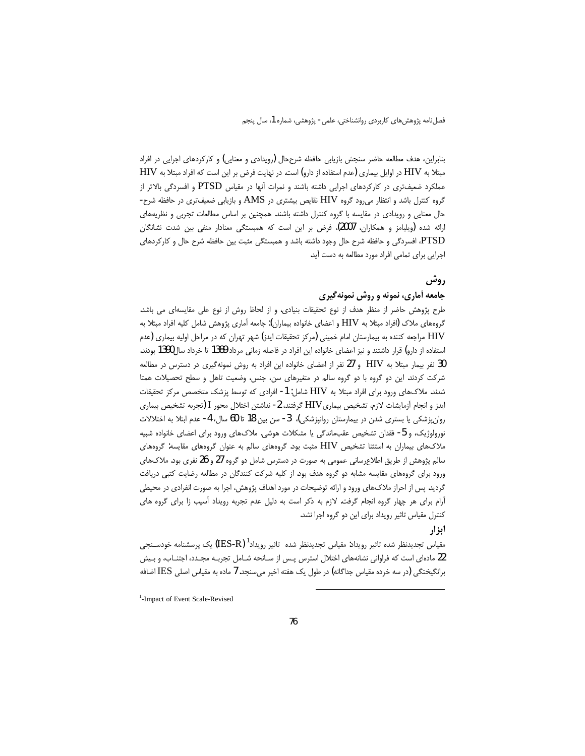بنابراین، هدف مطالعه حاضر سنجش بازیابی حافظه شرح‌حال (رویدادی و معنایی) و کارکردهای اجرایی در افراد مبتلا به HIV در اوایل بیماری (عدم استفاده از دارو) است. در نهایت فرض بر این است که افراد مبتلا به HIV عملکرد ضعیف‌تری در کارکردهای اجرایی داشته باشند و نمرات آنها در مقیاس PTSD و افسردگی بالاتر از گروه کنترل باشد و انتظار می‌رود گروه HIV نقایص بیشتری در AMS و بازیابی ضعیف‌تری در حافظه شرح-حال معنایی و رویدادی در مقایسه با گروه کنترل داشته باشند همچنین بر اساس مطالعات تجربی و نظریه‌های ارائه شده (ویلیامز و همکاران، 2007)، فرض بر این است که همبستگی معنادار منفی بین شدت نشانگان PTSD، افسردگی و حافظه شرح حال وجود داشته باشد و همبستگی مثبت بین حافظه شرح حال و کارکردهای اجرایی برای تمامی افراد مورد مطالعه به دست آید.

## روش

### جامعه آماری، نمونه و روش نمونه‌گیری

طرح پژوهش حاضر از منظر هدف از نوع تحقیقات بنیادی، و از لحاظ روش از نوع علی مقایسه‌ای می باشد. گروه‌های ملاک (افراد مبتلا به HIV و اعضای خانواده بیماران): جامعه آماری پژوهش شامل کلیه افراد مبتلا به HIV مراجعه کننده به بیمارستان امام خمینی (مرکز تحقیقات ایدز) شهر تهران که در مراحل اولیه بیماری (عدم استفاده از دارو) قرار داشتند و نیز اعضای خانواده این افراد در فاصله زمانی مرداد 1389 تا خرداد سال 1390 بودند. 30 نفر بیمار مبتلا به HIV و 27 نفر از اعضای خانواده این افراد به روش نمونه‌گیری در دسترس در مطالعه شرکت کردند. این دو گروه با دو گروه سالم در متغیرهای سن، جنس، وضعیت تاهل و سطح تحصیلات همتا شدند. ملاک‌های ورود برای افراد مبتلا به HIV شامل: 1- افرادی که توسط پزشک متخصص مرکز تحقیقات ایدز و انجام آزمایشات لازم، تشخیص بیماری HIV گرفتند، 2- نداشتن اختلال محور I (تجربه تشخیص بیماری روان‌پزشکی یا بستری شدن در بیمارستان روانپزشکی)، 3- سن بین 18 تا 60 سال، 4- عدم ابتلا به اختلالات نورولوژیک، و 5- فقدان تشخیص عقب‌ماندگی یا مشکلات هوشی. ملاک‌های ورود برای اعضای خانواده شبیه ملاک‌های بیماران به استثنا تشخیص HIV مثبت بود. گروه‌های سالم به عنوان گروه‌های مقایسه: گروه‌های سالم پژوهش از طریق اطلاع‌رسانی عمومی به صورت در دسترس شامل دو گروه 27 و 26 نفری بود. ملاک‌های ورود برای گروه‌های مقایسه مشابه دو گروه هدف بود. از کلیه شرکت کنندگان در مطالعه رضایت کتبی دریافت گردید. پس از احراز ملاک‌های ورود و ارائه توضیحات در مورد اهداف پژوهش، اجرا به صورت انفرادی در محیطی آرام برای هر چهار گروه انجام گرفت. لازم به ذکر است به دلیل عدم تجربه رویداد آسیب زا برای گروه های کنترل مقیاس تاثیر رویداد برای این دو گروه اجرا نشد.

### ابزار

مقیاس تجدیدنظر شده تاثیر رویداد: مقیاس تجدیدنظر شده تاثیر رویداد[1] (IES-R) یک پرسشنامه خودسنجی 22 ماده‌ای است که فراوانی نشانه‌های اختلال استرس پس از سانحه شامل تجربه مجدد، اجتناب، و بیش برانگیختگی (در سه خرده مقیاس جداگانه) در طول یک هفته اخیر می‌سنجد. 7 ماده به مقیاس اصلی IES اضافه

---

[1]-Impact of Event Scale-Revised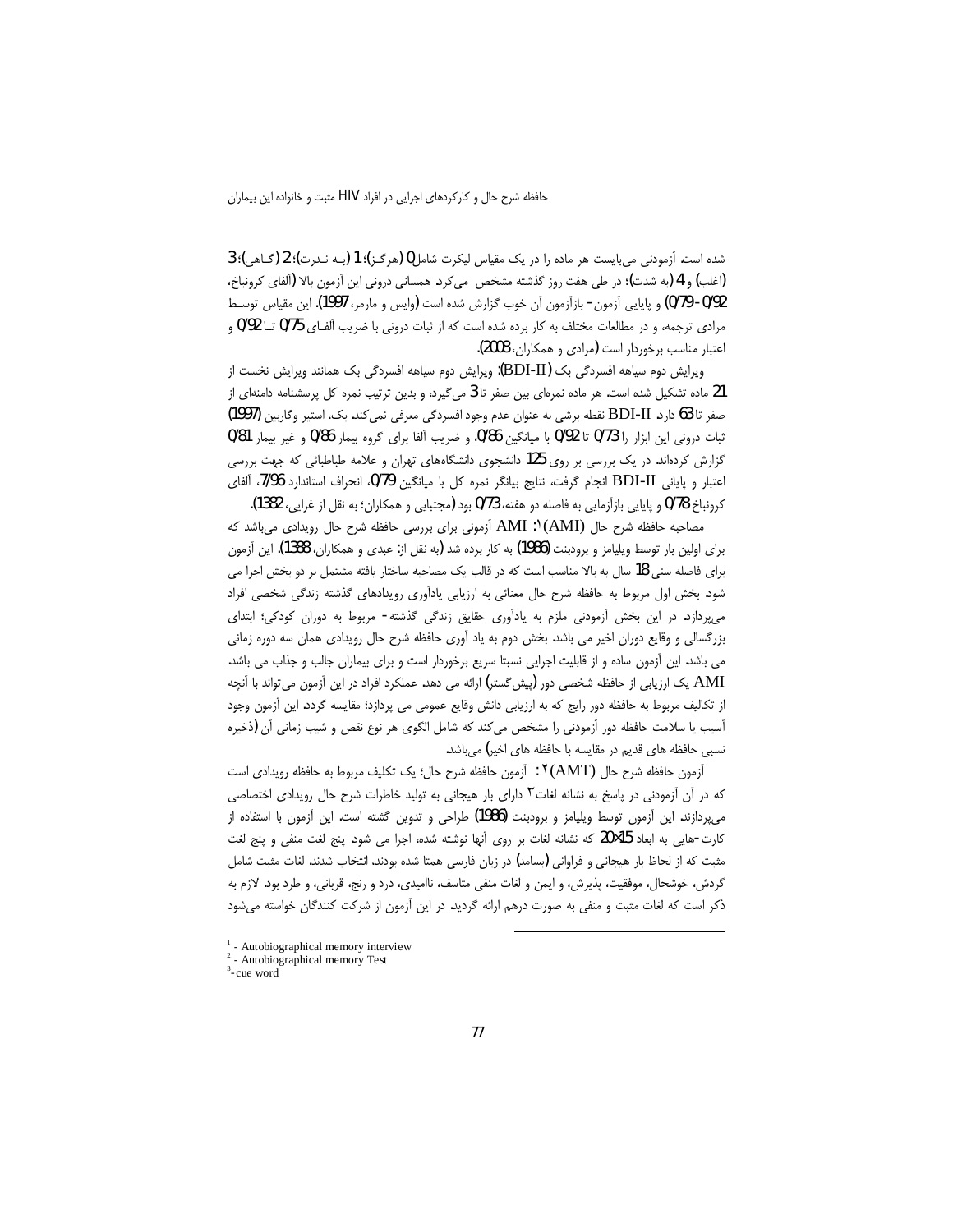شده است. آزمودنی می‌بایست هر ماده را در یک مقیاس لیکرت شامل 0 (هرگز)؛ 1 (به ندرت)؛ 2 (گاهی)؛ 3 (اغلب) و 4 (به شدت)؛ در طی هفت روز گذشته مشخص می‌کرد. همسانی درونی این آزمون بالا (آلفای کرونباخ، 0/92 - 0/79) و پایایی آزمون- بازآزمون آن خوب گزارش شده است (وایس و مارمر، 1997). این مقیاس توسط مرادی ترجمه، و در مطالعات مختلف به کار برده شده است که از ثبات درونی با ضریب آلفای 0/75 تا 0/92 و اعتبار مناسب برخوردار است (مرادی و همکاران، 2008).

ویرایش دوم سیاهه افسردگی بک (BDI-II): ویرایش دوم سیاهه افسردگی بک همانند ویرایش نخست از 21 ماده تشکیل شده است. هر ماده نمره‌ای بین صفر تا 3 می‌گیرد، و بدین ترتیب نمره کل پرسشنامه دامنه‌ای از صفر تا 63 دارد. BDI-II نقطه برشی به عنوان عدم وجود افسردگی معرفی نمی‌کند. بک، استیر وگاربین (1997) ثبات درونی این ابزار را 0/73 تا 0/92 با میانگین 0/86، و ضریب آلفا برای گروه بیمار 0/86 و غیر بیمار 0/81 گزارش کرده‌اند. در یک بررسی بر روی 125 دانشجوی دانشگاه‌های تهران و علامه طباطبائی که جهت بررسی اعتبار و پایانی BDI-II انجام گرفت، نتایج بیانگر نمره کل با میانگین 0/79، انحراف استاندارد 7/96، آلفای کرونباخ 0/78 و پایایی بازآزمایی به فاصله دو هفته، 0/73 بود (مجتبایی و همکاران؛ به نقل از غرایی، 1382).

مصاحبه حافظه شرح حال (AMI)[1]: AMI آزمونی برای بررسی حافظه شرح حال رویدادی می‌باشد که برای اولین بار توسط ویلیامز و برودبنت (1986) به کار برده شد (به نقل از: عبدی و همکاران، 1388). این آزمون برای فاصله سنی 18 سال به بالا مناسب است که در قالب یک مصاحبه ساختار یافته مشتمل بر دو بخش اجرا می شود. بخش اول مربوط به حافظه شرح حال معنائی به ارزیابی یادآوری رویدادهای گذشته زندگی شخصی افراد می‌پردازد. در این بخش آزمودنی ملزم به یادآوری حقایق زندگی گذشته- مربوط به دوران کودکی؛ ابتدای بزرگسالی و وقایع دوران اخیر می باشد. بخش دوم به یاد آوری حافظه شرح حال رویدادی همان سه دوره زمانی می باشد. این آزمون ساده و از قابلیت اجرایی نسبتا سریع برخوردار است و برای بیماران جالب و جذاب می باشد. AMI یک ارزیابی از حافظه شخصی دور (پیش‌گستر) ارائه می دهد. عملکرد افراد در این آزمون می‌تواند با آنچه از تکالیف مربوط به حافظه دور رایج که به ارزیابی دانش وقایع عمومی می پردازد؛ مقایسه گردد. این آزمون وجود آسیب یا سلامت حافظه دور آزمودنی را مشخص می‌کند که شامل الگوی هر نوع نقص و شیب زمانی آن (ذخیره نسبی حافظه های قدیم در مقایسه با حافظه های اخیر) می‌باشد.

آزمون حافظه شرح حال (AMT)[2]: آزمون حافظه شرح حال؛ یک تکلیف مربوط به حافظه رویدادی است که در آن آزمودنی در پاسخ به نشانه لغات[3] دارای بار هیجانی به تولید خاطرات شرح حال رویدادی اختصاصی می‌پردازند. این آزمون توسط ویلیامز و برودبنت (1986) طراحی و تدوین گشته است. این آزمون با استفاده از کارت-هایی به ابعاد 20×15 که نشانه لغات بر روی آنها نوشته شده، اجرا می شود. پنج لغت منفی و پنج لغت مثبت که از لحاظ بار هیجانی و فراوانی (بسامد) در زبان فارسی همتا شده بودند، انتخاب شدند. لغات مثبت شامل گردش، خوشحال، موفقیت، پذیرش، و ایمن و لغات منفی متاسف، ناامیدی، درد و رنج، قربانی، و طرد بود. لازم به ذکر است که لغات مثبت و منفی به صورت درهم ارائه گردید. در این آزمون از شرکت کنندگان خواسته می‌شود

[1] - Autobiographical memory interview
[2] - Autobiographical memory Test
[3] - cue word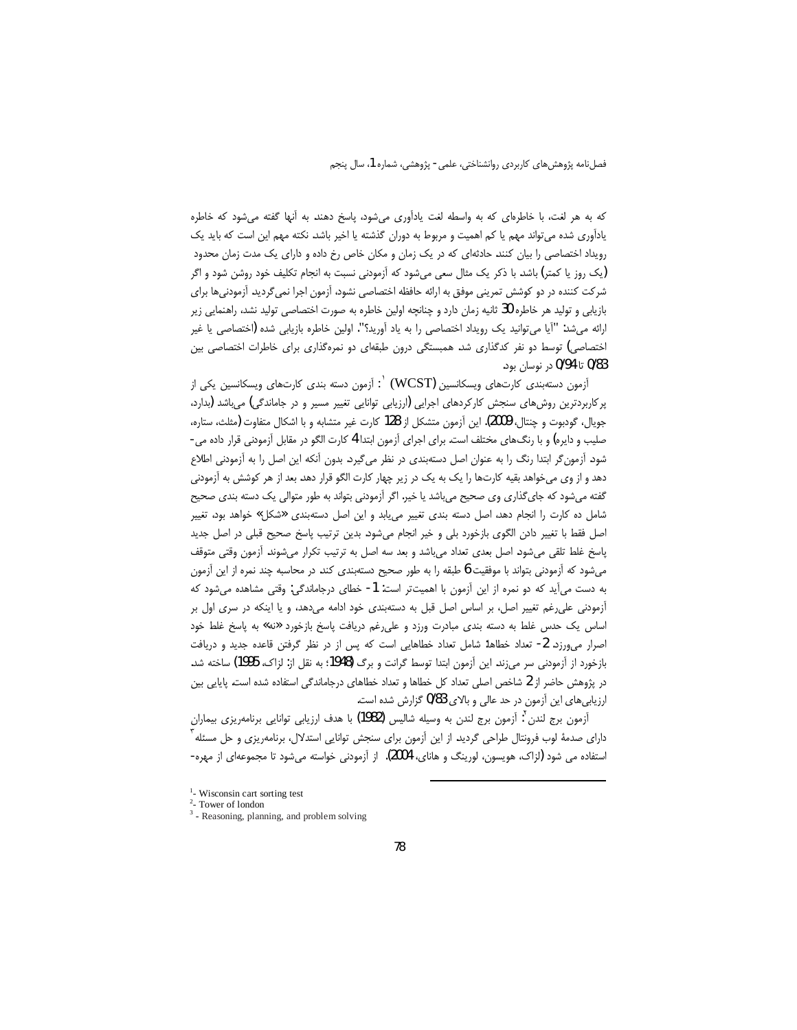که به هر لغت، با خاطره‌ای که به واسطه لغت یادآوری می‌شود، پاسخ دهند. به آنها گفته می‌شود که خاطره یادآوری شده می‌تواند مهم یا کم اهمیت و مربوط به دوران گذشته یا اخیر باشد. نکته مهم این است که باید یک رویداد اختصاصی را بیان کنند. حادثه‌ای که در یک زمان و مکان خاص رخ داده و دارای یک مدت زمان محدود (یک روز یا کمتر) باشد. با ذکر یک مثال سعی می‌شود که آزمودنی نسبت به انجام تکلیف خود روشن شود و اگر شرکت کننده در دو کوشش تمرینی موفق به ارائه حافظه اختصاصی نشود، آزمون اجرا نمی‌گردید. آزمودنی‌ها برای بازیابی و تولید هر خاطره 30 ثانیه زمان دارد و چنانچه اولین خاطره به صورت اختصاصی تولید نشد، راهنمایی زیر ارائه می‌شد: "آیا می‌توانید یک رویداد اختصاصی را به یاد آورید؟". اولین خاطره بازیابی شده (اختصاصی یا غیر اختصاصی) توسط دو نفر کدگذاری شد. همبستگی درون طبقه‌ای دو نمره‌گذاری برای خاطرات اختصاصی بین 0/83 تا 0/94 در نوسان بود.

آزمون دسته‌بندی کارت‌های ویسکانسین (WCST)[1] : آزمون دسته بندی کارت‌های ویسکانسین یکی از پرکاربردترین روش‌های سنجش کارکردهای اجرایی (ارزیابی توانایی تغییر مسیر و در جاماندگی) می‌باشد (بدارد، جویال، گودبوت و چنتال، 2009). این آزمون متشکل از 128 کارت غیر متشابه و با اشکال متفاوت (مثلث، ستاره، صلیب و دایره) و با رنگ‌های مختلف است. برای اجرای آزمون ابتدا 4 کارت الگو در مقابل آزمودنی قرار داده می‌شود. آزمون‌گر ابتدا رنگ را به عنوان اصل دسته‌بندی در نظر می‌گیرد. بدون آنکه این اصل را به آزمودنی اطلاع دهد و از وی می‌خواهد بقیه کارت‌ها را یک به یک در زیر چهار کارت الگو قرار دهد. بعد از هر کوشش به آزمودنی گفته می‌شود که جای‌گذاری وی صحیح می‌باشد یا خیر. اگر آزمودنی بتواند به طور متوالی یک دسته بندی صحیح شامل ده کارت را انجام دهد، اصل دسته بندی تغییر می‌یابد و این اصل دسته‌بندی «شکل» خواهد بود. تغییر اصل فقط با تغییر دادن الگوی بازخورد بلی و خیر انجام می‌شود. بدین ترتیب پاسخ صحیح قبلی در اصل جدید پاسخ غلط تلقی می‌شود. اصل بعدی تعداد می‌باشد و بعد سه اصل به ترتیب تکرار می‌شوند. آزمون وقتی متوقف می‌شود که آزمودنی بتواند با موفقیت 6 طبقه را به طور صحیح دسته‌بندی کند. در محاسبه چند نمره از این آزمون به دست می‌آید که دو نمره از این آزمون با اهمیت‌تر است: 1- خطای درجاماندگی: وقتی مشاهده می‌شود که آزمودنی علی‌رغم تغییر اصل، بر اساس اصل قبل به دسته‌بندی خود ادامه می‌دهد، و یا اینکه در سری اول بر اساس یک حدس غلط به دسته بندی مبادرت ورزد و علی‌رغم دریافت پاسخ بازخورد «نه» به پاسخ غلط خود اصرار می‌ورزد. 2- تعداد خطاها: شامل تعداد خطاهایی است که پس از در نظر گرفتن قاعده جدید و دریافت بازخورد از آزمودنی سر می‌زند. این آزمون ابتدا توسط گرانت و برگ (1948؛ به نقل از: لزاک، 1995) ساخته شد. در پژوهش حاضر از 2 شاخص اصلی تعداد کل خطاها و تعداد خطاهای درجاماندگی استفاده شده است. پایایی بین ارزیابی‌های این آزمون در حد عالی و بالای 0/83 گزارش شده است.

آزمون برج لندن[2]: آزمون برج لندن به وسیله شالیس (1982) با هدف ارزیابی توانایی برنامه‌ریزی بیماران دارای صدمهٔ لوب فرونتال طراحی گردید. از این آزمون برای سنجش توانایی استدلال، برنامه‌ریزی و حل مسئله[3] استفاده می شود (لزاک، هویسون، لورینگ و هانای، 2004). از آزمودنی خواسته می‌شود تا مجموعه‌ای از مهره-

---

[1]- Wisconsin cart sorting test
[2]- Tower of london
[3] - Reasoning, planning, and problem solving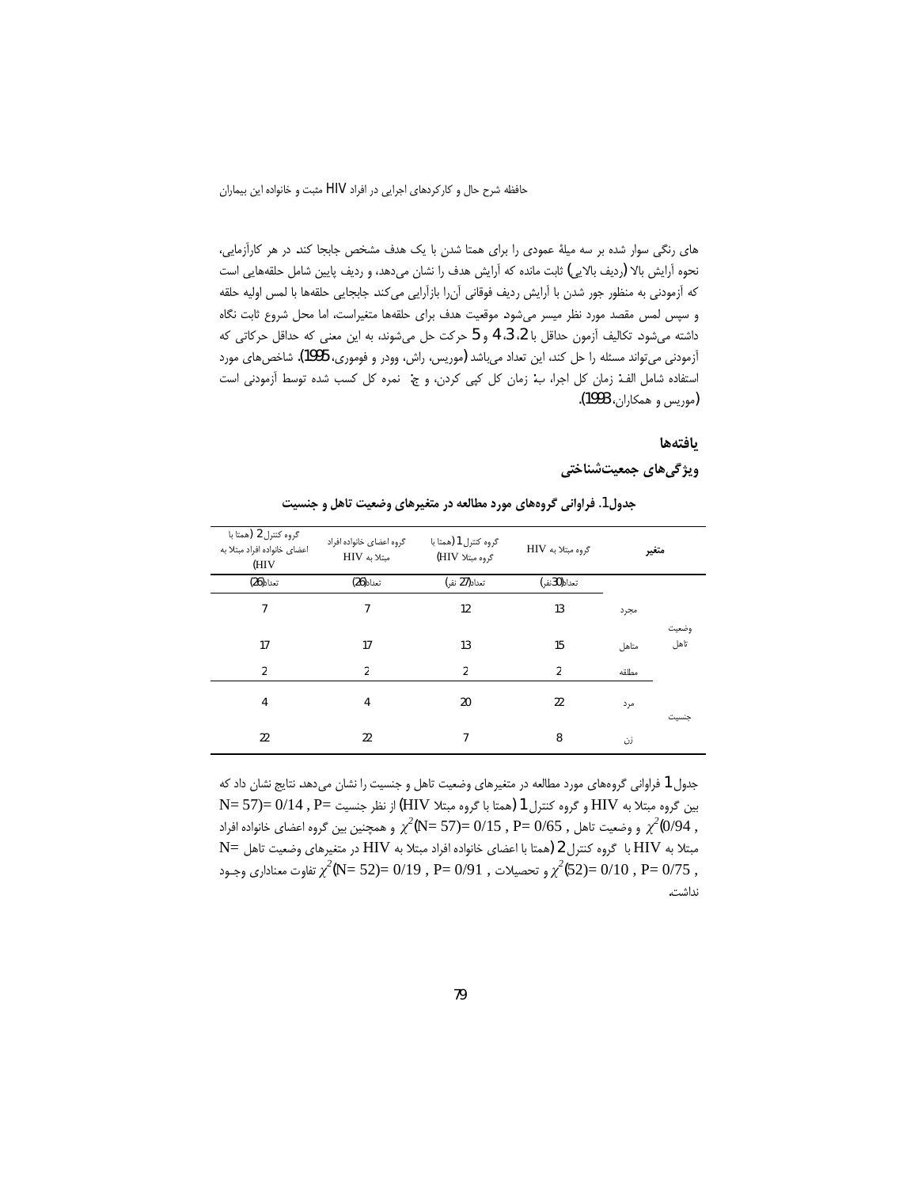های رنگی سوار شده بر سه میلهٔ عمودی را برای همتا شدن با یک هدف مشخص جابجا کند. در هر کارآزمایی، نحوه آرایش بالا (ردیف بالایی) ثابت مانده که آرایش هدف را نشان می‌دهد، و ردیف پایین شامل حلقه‌هایی است که آزمودنی به منظور جور شدن با آرایش ردیف فوقانی آن‌را بازآرایی می‌کند. جابجایی حلقه‌ها با لمس اولیه حلقه و سپس لمس مقصد مورد نظر میسر می‌شود. موقعیت هدف برای حلقه‌ها متغیراست، اما محل شروع ثابت نگاه داشته می‌شود. تکالیف آزمون حداقل با 2، 3، 4 و 5 حرکت حل می‌شوند، به این معنی که حداقل حرکاتی که آزمودنی می‌تواند مسئله را حل کند، این تعداد می‌باشد (موریس، راش، وودر و فوموری، 1995). شاخص‌های مورد استفاده شامل الف: زمان کل اجرا، ب: زمان کل کپی کردن، و ج: نمره کل کسب شده توسط آزمودنی است (موریس و همکاران، 1993).

## یافته‌ها

### ویژگی‌های جمعیت‌شناختی

**جدول1. فراوانی گروه‌های مورد مطالعه در متغیرهای وضعیت تاهل و جنسیت**

| متغیر | | گروه مبتلا به HIV | گروه کنترل 1 (همتا با گروه مبتلا HIV) | گروه اعضای خانواده افراد مبتلا به HIV | گروه کنترل 2 (همتا با اعضای خانواده افراد مبتلا به HIV) |
|---|---|---|---|---|---|
| | | تعداد(30نفر) | تعداد(27 نفر) | تعداد(26) | تعداد(26) |
| وضعیت تاهل | مجرد | 13 | 12 | 7 | 7 |
| | متاهل | 15 | 13 | 17 | 17 |
| | مطلقه | 2 | 2 | 2 | 2 |
| جنسیت | مرد | 22 | 20 | 4 | 4 |
| | زن | 8 | 7 | 22 | 22 |

جدول 1 فراوانی گروه‌های مورد مطالعه در متغیرهای وضعیت تاهل و جنسیت را نشان می‌دهد. نتایج نشان داد که بین گروه مبتلا به HIV و گروه کنترل 1 (همتا با گروه مبتلا HIV) از نظر جنسیت $(N=57)=0/14$ , $P=0/94$ , $\chi^2$ و وضعیت تاهل $\chi^2(N=57)=0/15$ , $P=0/65$ و همچنین بین گروه اعضای خانواده افراد مبتلا به HIV با گروه کنترل 2 (همتا با اعضای خانواده افراد مبتلا به HIV در متغیرهای وضعیت تاهل $\chi^2(52)=0/10$ , $P=0/75$ , و تحصیلات $\chi^2(N=52)=0/19$ , $P=0/91$ تفاوت معناداری وجـود نداشت.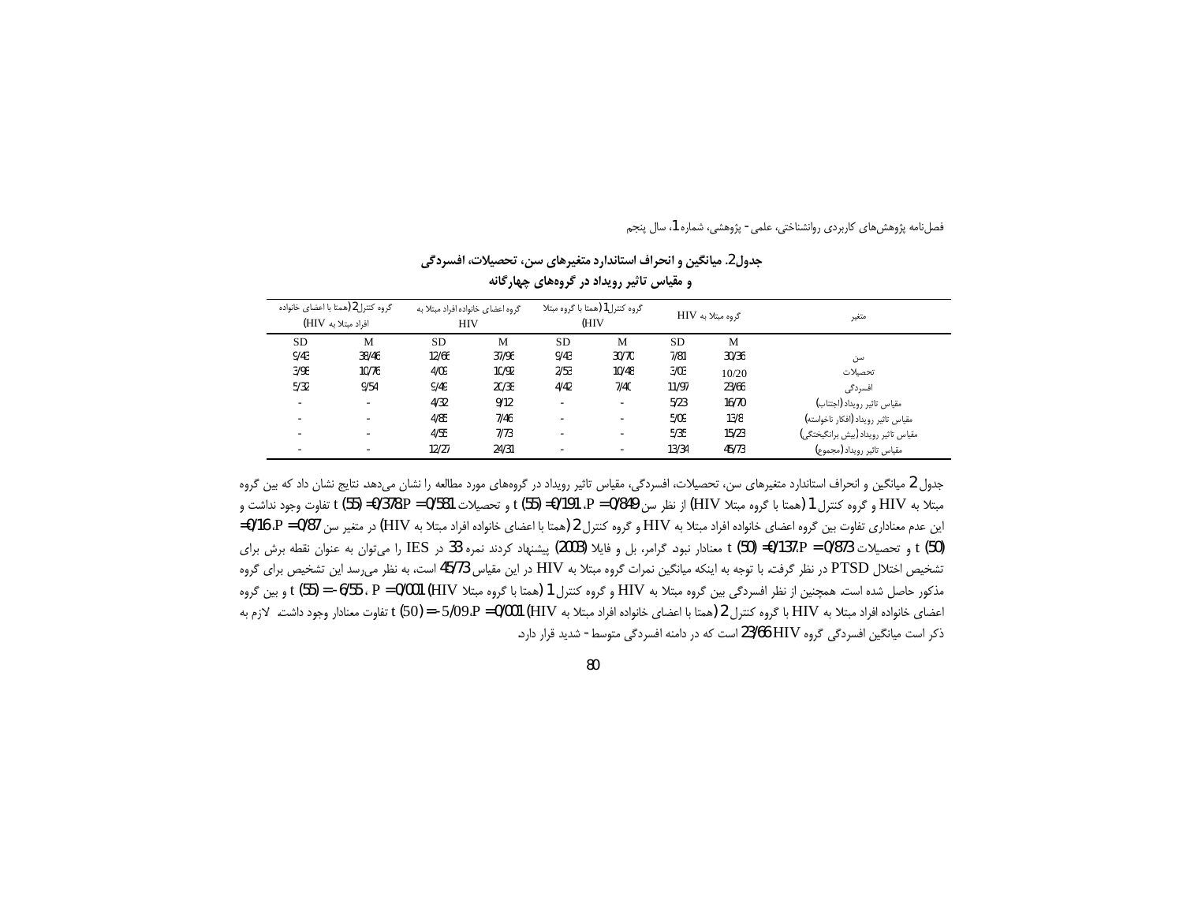**جدول2. میانگین و انحراف استاندارد متغیرهای سن، تحصیلات، افسردگی و مقیاس تاثیر رویداد در گروه‌های چهارگانه**

| متغیر | گروه مبتلا به HIV | | گروه کنترل1 (همتا با گروه مبتلا HIV) | | گروه اعضای خانواده افراد مبتلا به HIV | | گروه کنترل2 (همتا با اعضای خانواده افراد مبتلا به HIV) | |
|---|---|---|---|---|---|---|---|---|
| | M | SD | M | SD | M | SD | M | SD |
| سن | 30/36 | 7/81 | 30/70 | 9/43 | 37/96 | 12/66 | 38/46 | 9/43 |
| تحصیلات | 10/20 | 3/03 | 10/48 | 2/53 | 10/92 | 4/09 | 10/76 | 3/98 |
| افسردگی | 23/66 | 11/97 | 7/40 | 4/42 | 20/38 | 9/49 | 9/54 | 5/32 |
| مقیاس تاثیر رویداد (اجتناب) | 16/70 | 5/23 | - | - | 9/12 | 4/32 | - | - |
| مقیاس تاثیر رویداد (افکار ناخواسته) | 13/8 | 5/09 | - | - | 7/46 | 4/85 | - | - |
| مقیاس تاثیر رویداد (بیش برانگیختگی) | 15/23 | 5/35 | - | - | 7/73 | 4/55 | - | - |
| مقیاس تاثیر رویداد (مجموع) | 45/73 | 13/34 | - | - | 24/31 | 12/27 | - | - |

جدول 2 میانگین و انحراف استاندارد متغیرهای سن، تحصیلات، افسردگی، مقیاس تاثیر رویداد در گروه‌های مورد مطالعه را نشان می‌دهد. نتایج نشان داد که بین گروه مبتلا به HIV و گروه کنترل 1 (همتا با گروه مبتلا HIV) از نظر سن $P = 0/849$ ، $t\ (55) = 0/191$ و تحصیلات $P = 0/581$ ، $t\ (55) = 0/378$ تفاوت وجود نداشت و این عدم معناداری تفاوت بین گروه اعضای خانواده افراد مبتلا به HIV و گروه کنترل 2 (همتا با اعضای خانواده افراد مبتلا به HIV) در متغیر سن $P = 0/87$ ، $= 0/16$ $t\ (50)$ و تحصیلات $P = 0/873$ ، $t\ (50) = 0/137$ معنادار نبود. گرامر، بل و فایلا (2003) پیشنهاد کردند نمره 33 در IES را می‌توان به عنوان نقطه برش برای تشخیص اختلال PTSD در نظر گرفت. با توجه به اینکه میانگین نمرات گروه مبتلا به HIV در این مقیاس 45/73 است، به نظر می‌رسد این تشخیص برای گروه مذکور حاصل شده است. همچنین از نظر افسردگی بین گروه مبتلا به HIV و گروه کنترل 1 (همتا با گروه مبتلا HIV) $P = 0/001$ ، $t\ (55) = -6/55$ و بین گروه اعضای خانواده افراد مبتلا به HIV با گروه کنترل 2 (همتا با اعضای خانواده افراد مبتلا به HIV) $P = 0/001$ ، $t\ (50) = -5/09$ تفاوت معنادار وجود داشت. لازم به ذکر است میانگین افسردگی گروه HIV 23/66 است که در دامنه افسردگی متوسط - شدید قرار دارد.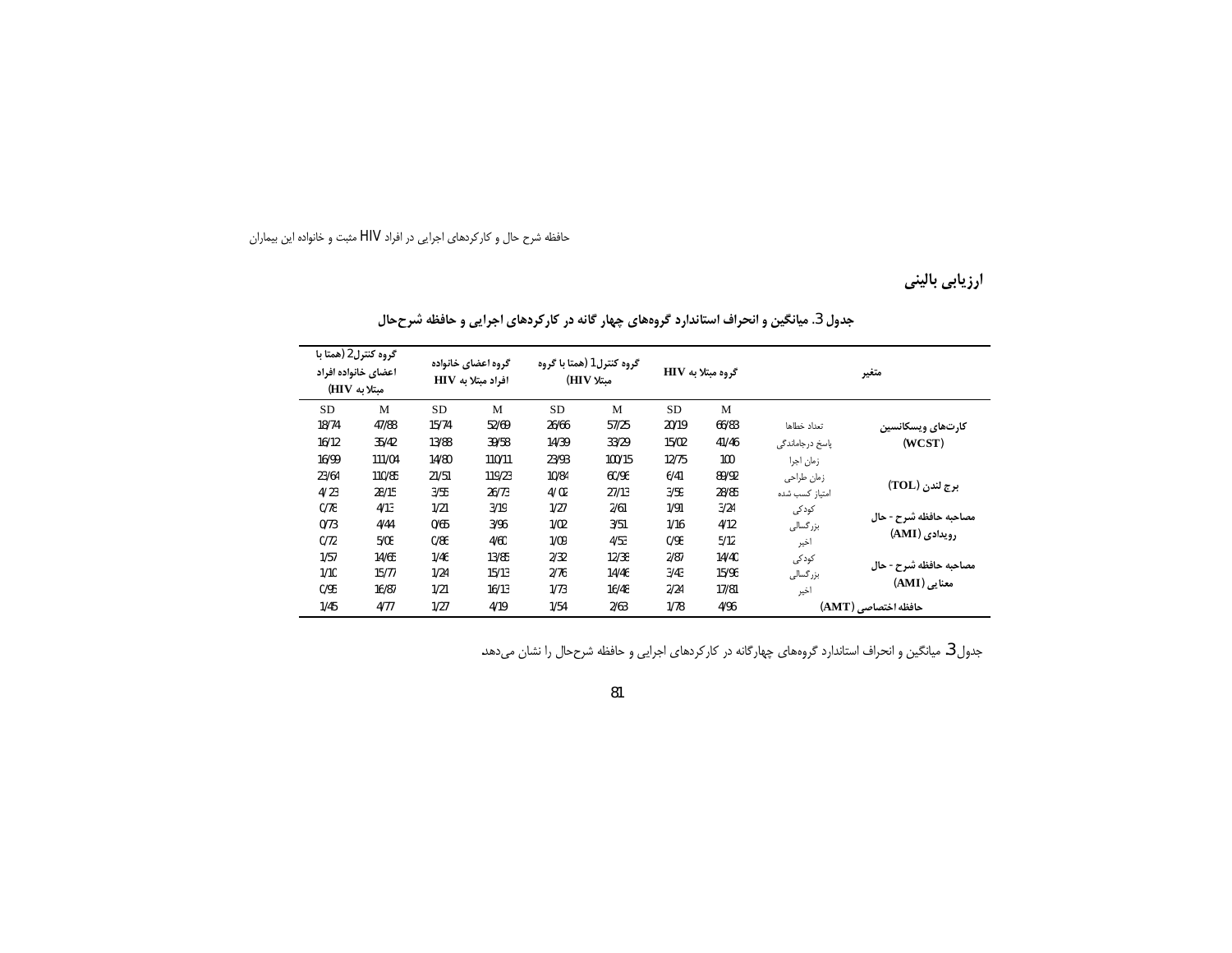## ارزیابی بالینی

**جدول 3. میانگین و انحراف استاندارد گروه‌های چهار گانه در کارکردهای اجرایی و حافظه شرح‌حال**

| متغیر | | گروه مبتلا به HIV | | گروه کنترل1 (همتا با گروه مبتلا HIV) | | گروه اعضای خانواده افراد مبتلا به HIV | | گروه کنترل2 (همتا با اعضای خانواده افراد مبتلا به HIV) | |
|---|---|---|---|---|---|---|---|---|---|
| | | M | SD | M | SD | M | SD | M | SD |
| کارت‌های ویسکانسین (WCST) | تعداد خطاها | 66/83 | 20/19 | 57/25 | 26/66 | 52/69 | 15/74 | 47/88 | 18/74 |
| | پاسخ درجاماندگی | 41/46 | 15/02 | 33/29 | 14/39 | 39/58 | 13/88 | 35/42 | 16/12 |
| برج لندن (TOL) | زمان اجرا | 100 | 12/75 | 100/15 | 23/93 | 110/11 | 14/80 | 111/04 | 16/99 |
| | زمان طراحی | 89/92 | 6/41 | 60/96 | 10/84 | 119/23 | 21/51 | 110/85 | 23/64 |
| | امتیاز کسب شده | 28/85 | 3/59 | 27/13 | 4/02 | 26/73 | 3/55 | 28/15 | 4/23 |
| مصاحبه حافظه شرح - حال رویدادی (AMI) | کودکی | 3/24 | 1/91 | 2/61 | 1/27 | 3/19 | 1/21 | 4/13 | 0/78 |
| | بزرگسالی | 4/12 | 1/16 | 3/51 | 1/02 | 3/96 | 0/65 | 4/44 | 0/73 |
| | اخیر | 5/12 | 0/98 | 4/53 | 1/09 | 4/60 | 0/86 | 5/08 | 0/72 |
| مصاحبه حافظه شرح - حال معنایی (AMI) | کودکی | 14/40 | 2/87 | 12/38 | 2/32 | 13/85 | 1/46 | 14/65 | 1/57 |
| | بزرگسالی | 15/96 | 3/43 | 14/46 | 2/76 | 15/13 | 1/24 | 15/77 | 1/10 |
| | اخیر | 17/81 | 2/24 | 16/48 | 1/73 | 16/13 | 1/21 | 16/87 | 0/95 |
| حافظه اختصاصی (AMT) | | 4/96 | 1/78 | 2/63 | 1/54 | 4/19 | 1/27 | 4/77 | 1/45 |

جدول3. میانگین و انحراف استاندارد گروه‌های چهارگانه در کارکردهای اجرایی و حافظه شرح‌حال را نشان می‌دهد.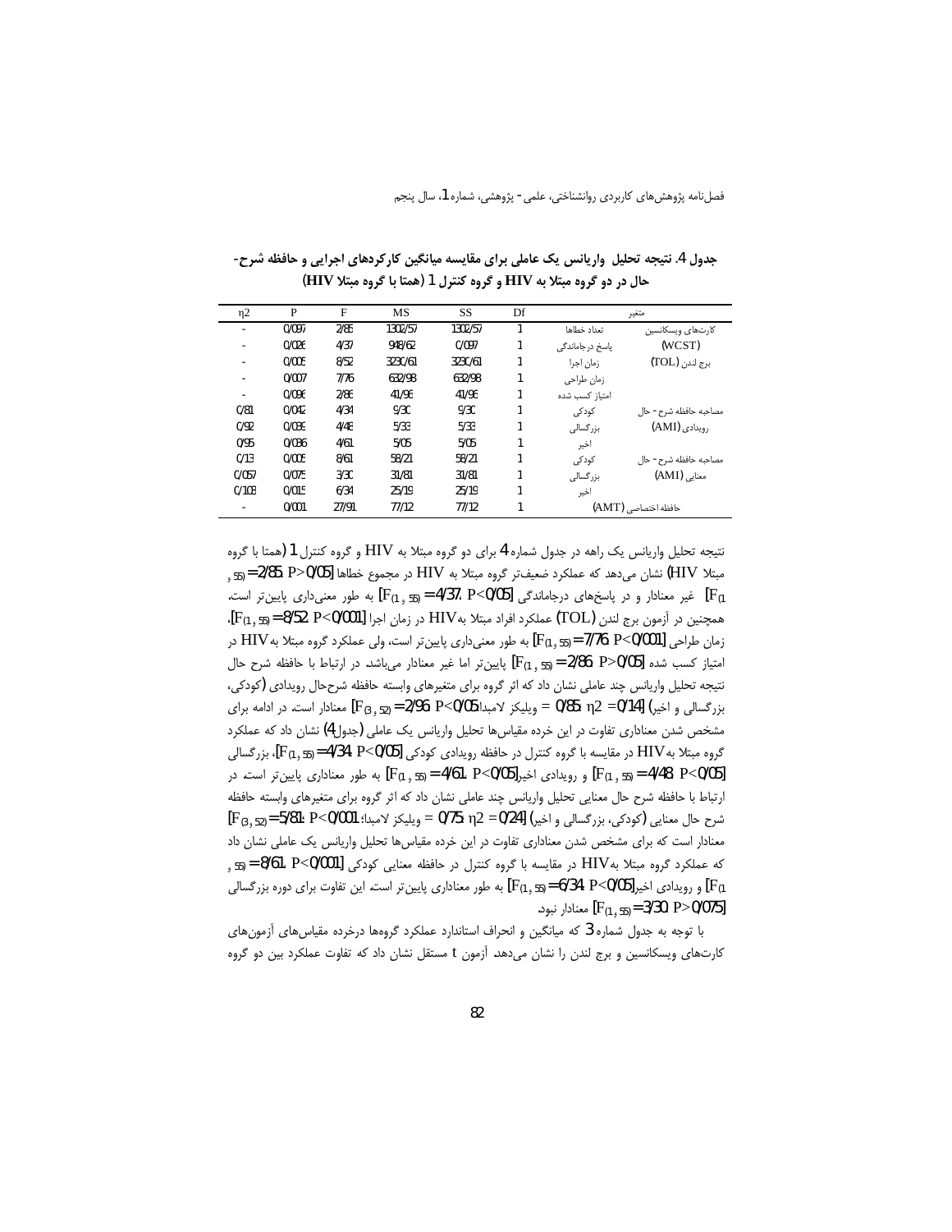جدول 4. نتیجه تحلیل واریانس یک عاملی برای مقایسه میانگین کارکردهای اجرایی و حافظه شرح-حال در دو گروه مبتلا به HIV و گروه کنترل 1 (همتا با گروه مبتلا HIV)

| متغیر | | Df | SS | MS | F | P | η2 |
|---|---|---|---|---|---|---|---|
| کارت‌های ویسکانسین (WCST) | تعداد خطاها | 1 | 1302/57 | 1302/57 | 2/85 | 0/097 | - |
| | پاسخ درجاماندگی | 1 | 0/097 | 948/62 | 4/37 | 0/026 | - |
| برج لندن (TOL) | زمان اجرا | 1 | 3230/61 | 3230/61 | 8/52 | 0/005 | - |
| | زمان طراحی | 1 | 632/98 | 632/98 | 7/76 | 0/007 | - |
| | امتیاز کسب شده | 1 | 41/96 | 41/96 | 2/86 | 0/096 | - |
| مصاحبه حافظه شرح- حال رویدادی (AMI) | کودکی | 1 | 9/30 | 9/30 | 4/34 | 0/042 | 0/81 |
| | بزرگسالی | 1 | 5/33 | 5/33 | 4/48 | 0/039 | 0/92 |
| | اخیر | 1 | 5/05 | 5/05 | 4/61 | 0/036 | 0/95 |
| مصاحبه حافظه شرح- حال معنایی (AMI) | کودکی | 1 | 58/21 | 58/21 | 8/61 | 0/005 | 0/13 |
| | بزرگسالی | 1 | 31/81 | 31/81 | 3/30 | 0/075 | 0/057 |
| | اخیر | 1 | 25/19 | 25/19 | 6/34 | 0/015 | 0/103 |
| حافظه اختصاصی (AMT) | | 1 | 77/12 | 77/12 | 27/91 | 0/001 | - |

نتیجه تحلیل واریانس یک راهه در جدول شماره 4 برای دو گروه مبتلا به HIV و گروه کنترل 1 (همتا با گروه مبتلا HIV) نشان می‌دهد که عملکرد ضعیف‌تر گروه مبتلا به HIV در مجموع خطاها [$F_{(1, 55)}=2/85$, $P>0/05$] غیر معنادار و در پاسخ‌های درجاماندگی [$F_{(1, 55)}=4/37$, $P<0/05$] به طور معنی‌داری پایین‌تر است. همچنین در آزمون برج لندن (TOL) عملکرد افراد مبتلا به HIV در زمان اجرا [$F_{(1, 55)}=8/52$, $P<0/001$]، زمان طراحی [$F_{(1, 55)}=7/76$, $P<0/001$] به طور معنی‌داری پایین‌تر است، ولی عملکرد گروه مبتلا به HIV در امتیاز کسب شده [$F_{(1, 55)}=2/86$, $P>0/05$] پایین‌تر اما غیر معنادار می‌باشد. در ارتباط با حافظه شرح حال نتیجه تحلیل واریانس چند عاملی نشان داد که اثر گروه برای متغیرهای وابسته حافظه شرح‌حال رویدادی (کودکی، بزرگسالی و اخیر) [$F_{(3, 52)}=2/96$, $P<0/05$ لامبدا ویلیکز $=0/85$, $\eta 2=0/14$] معنادار است. در ادامه برای مشخص شدن معناداری تفاوت در این خرده مقیاس‌ها تحلیل واریانس یک عاملی (جدول 4) نشان داد که عملکرد گروه مبتلا به HIV در مقایسه با گروه کنترل در حافظه رویدادی کودکی [$F_{(1, 55)}=4/34$, $P<0/05$]، بزرگسالی [$F_{(1, 55)}=4/48$, $P<0/05$] و رویدادی اخیر [$F_{(1, 55)}=4/61$, $P<0/05$] به طور معناداری پایین‌تر است. در ارتباط با حافظه شرح حال معنایی تحلیل واریانس چند عاملی نشان داد که اثر گروه برای متغیرهای وابسته حافظه شرح حال معنایی (کودکی، بزرگسالی و اخیر) [$F_{(3, 52)}=5/81$, $P<0/001$؛ لامبدا ویلیکز $=0/75$, $\eta 2=0/24$] معنادار است که برای مشخص شدن معناداری تفاوت در این خرده مقیاس‌ها تحلیل واریانس یک عاملی نشان داد که عملکرد گروه مبتلا به HIV در مقایسه با گروه کنترل در حافظه معنایی کودکی [$F_{(1, 55)}=8/61$, $P<0/001$] و رویدادی اخیر [$F_{(1, 55)}=6/34$, $P<0/05$] به طور معناداری پایین‌تر است. این تفاوت برای دوره بزرگسالی [$F_{(1, 55)}=3/30$, $P>0/075$] معنادار نبود.

با توجه به جدول شماره 3 که میانگین و انحراف استاندارد عملکرد گروه‌ها درخرده مقیاس‌های آزمون‌های کارت‌های ویسکانسین و برج لندن را نشان می‌دهد آزمون t مستقل نشان داد که تفاوت عملکرد بین دو گروه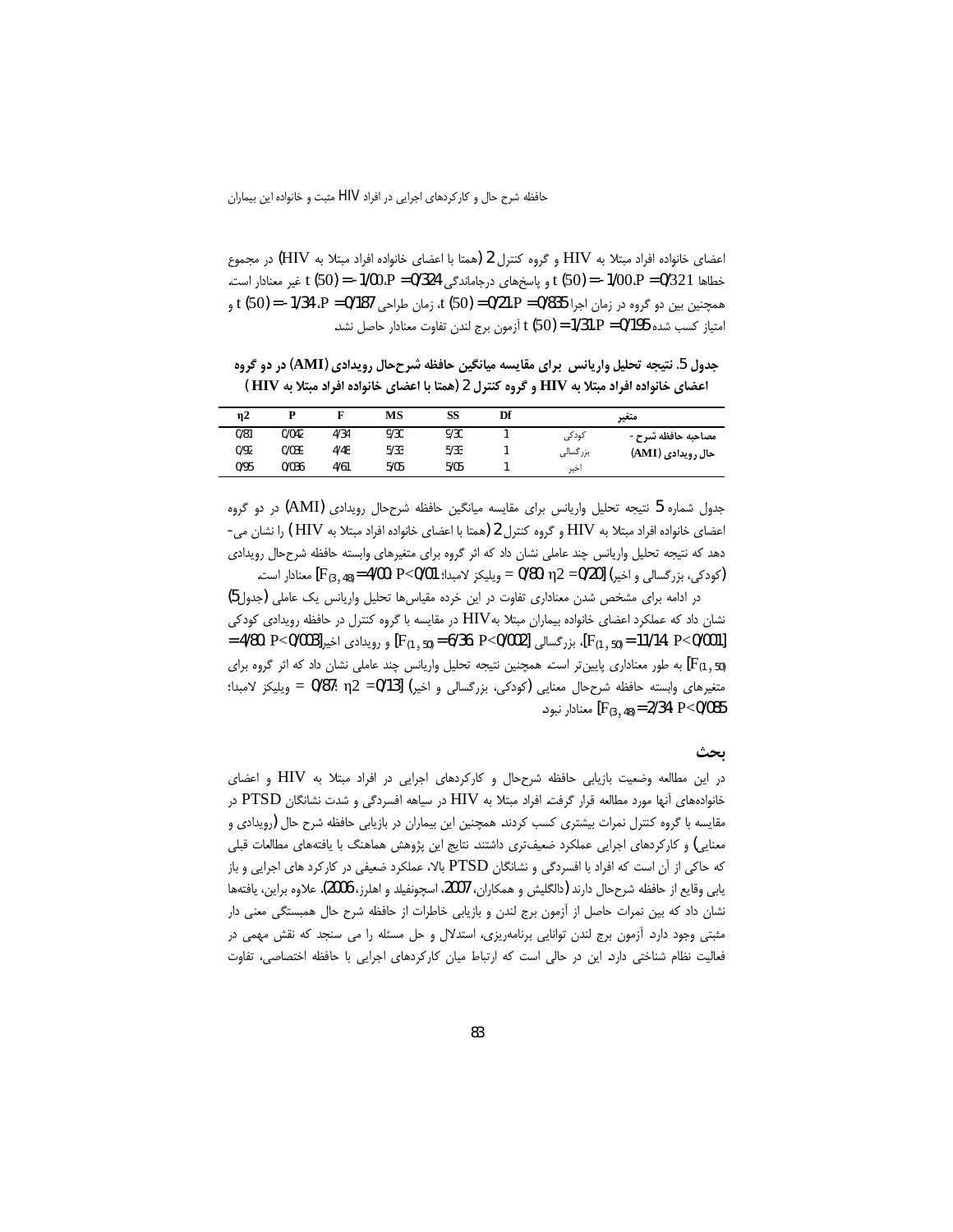اعضای خانواده افراد مبتلا به HIV و گروه کنترل 2 (همتا با اعضای خانواده افراد مبتلا به HIV) در مجموع خطاها $t(50) = -1/00, P = 0/321$ و پاسخ‌های درجاماندگی $t(50) = -1/00, P = 0/324$ غیر معنادار است. همچنین بین دو گروه در زمان اجرا $t(50) = 0/21, P = 0/835$، زمان طراحی $t(50) = -1/34, P = 0/187$ و امتیاز کسب شده $t(50) = 1/31, P = 0/195$ آزمون برج لندن تفاوت معنادار حاصل نشد.

**جدول 5. نتیجه تحلیل واریانس برای مقایسه میانگین حافظه شرح‌حال رویدادی (AMI) در دو گروه اعضای خانواده افراد مبتلا به HIV و گروه کنترل 2 (همتا با اعضای خانواده افراد مبتلا به HIV)**

| متغیر | | Df | SS | MS | F | P | η2 |
|---|---|---|---|---|---|---|---|
| مصاحبه حافظه شرح - حال رویدادی (AMI) | کودکی | 1 | 9/30 | 9/30 | 4/34 | 0/042 | 0/81 |
| | بزرگسالی | 1 | 5/33 | 5/33 | 4/48 | 0/039 | 0/92 |
| | اخیر | 1 | 5/05 | 5/05 | 4/61 | 0/036 | 0/95 |

جدول شماره 5 نتیجه تحلیل واریانس برای مقایسه میانگین حافظه شرح‌حال رویدادی (AMI) در دو گروه اعضای خانواده افراد مبتلا به HIV و گروه کنترل 2 (همتا با اعضای خانواده افراد مبتلا به HIV) را نشان می‌دهد که نتیجه تحلیل واریانس چند عاملی نشان داد که اثر گروه برای متغیرهای وابسته حافظه شرح‌حال رویدادی (کودکی، بزرگسالی و اخیر) $[F_{(3, 48)} = 4/00, P < 0/01$؛ ویلیکز لامبدا $= 0/80, \eta2 = 0/20]$ معنادار است.

در ادامه برای مشخص شدن معناداری تفاوت در این خرده مقیاس‌ها تحلیل واریانس یک عاملی (جدول 5) نشان داد که عملکرد اعضای خانواده بیماران مبتلا به HIV در مقایسه با گروه کنترل در حافظه رویدادی کودکی $[F_{(1, 50)} = 11/14, P < 0/001]$، بزرگسالی $[F_{(1, 50)} = 6/36, P < 0/002]$ و رویدادی اخیر $[F_{(1, 50)} = 4/80, P < 0/003]$ به طور معناداری پایین‌تر است. همچنین نتیجه تحلیل واریانس چند عاملی نشان داد که اثر گروه برای متغیرهای وابسته حافظه شرح‌حال معنایی (کودکی، بزرگسالی و اخیر) $[F_{(3, 48)} = 2/34, P < 0/085$؛ ویلیکز لامبدا $= 0/87, \eta2 = 0/13]$ معنادار نبود.

## بحث

در این مطالعه وضعیت بازیابی حافظه شرح‌حال و کارکردهای اجرایی در افراد مبتلا به HIV و اعضای خانواده‌های آنها مورد مطالعه قرار گرفت. افراد مبتلا به HIV در سیاهه افسردگی و شدت نشانگان PTSD در مقایسه با گروه کنترل نمرات بیشتری کسب کردند. همچنین این بیماران در بازیابی حافظه شرح حال (رویدادی و معنایی) و کارکردهای اجرایی عملکرد ضعیف‌تری داشتند. نتایج این پژوهش هماهنگ با یافته‌های مطالعات قبلی که حاکی از آن است که افراد با افسردگی و نشانگان PTSD بالا، عملکرد ضعیفی در کارکرد های اجرایی و باز یابی وقایع از حافظه شرح‌حال دارند (دالگلیش و همکاران، 2007، اسچونفیلد و اهلرز، 2006). علاوه براین، یافته‌ها نشان داد که بین نمرات حاصل از آزمون برج لندن و بازیابی خاطرات از حافظه شرح حال همبستگی معنی دار مثبتی وجود دارد. آزمون برج لندن توانایی برنامه‌ریزی، استدلال و حل مسئله را می سنجد که نقش مهمی در فعالیت نظام شناختی دارد. این در حالی است که ارتباط میان کارکردهای اجرایی با حافظه اختصاصی، تفاوت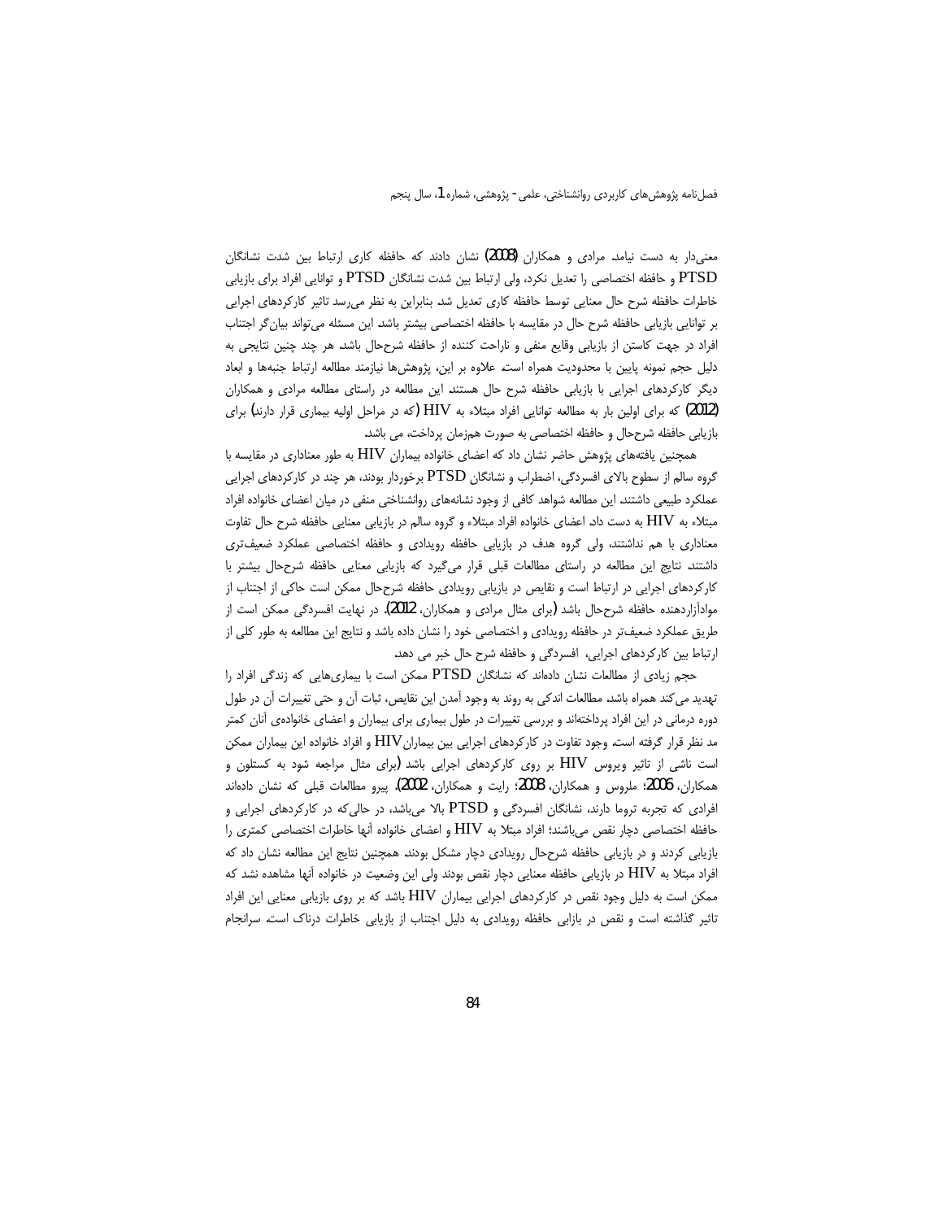معنی‌دار به دست نیامد. مرادی و همکاران (2008) نشان دادند که حافظه کاری ارتباط بین شدت نشانگان PTSD و حافظه اختصاصی را تعدیل نکرد، ولی ارتباط بین شدت نشانگان PTSD و توانایی افراد برای بازیابی خاطرات حافظه شرح حال معنایی توسط حافظه کاری تعدیل شد. بنابراین به نظر می‌رسد تاثیر کارکردهای اجرایی بر توانایی بازیابی حافظه شرح حال در مقایسه با حافظه اختصاصی بیشتر باشد. این مسئله می‌تواند بیان‌گر اجتناب افراد در جهت کاستن از بازیابی وقایع منفی و ناراحت کننده از حافظه شرح‌حال باشد. هر چند چنین نتایجی به دلیل حجم نمونه پایین با محدودیت همراه است. علاوه بر این، پژوهش‌ها نیازمند مطالعه ارتباط جنبه‌ها و ابعاد دیگر کارکردهای اجرایی با بازیابی حافظه شرح حال هستند. این مطالعه در راستای مطالعه مرادی و همکاران (2012) که برای اولین بار به مطالعه توانایی افراد مبتلاء به HIV (که در مراحل اولیه بیماری قرار دارند) برای بازیابی حافظه شرح‌حال و حافظه اختصاصی به صورت همزمان پرداخت، می باشد.

همچنین یافته‌های پژوهش حاضر نشان داد که اعضای خانواده بیماران HIV به طور معناداری در مقایسه با گروه سالم از سطوح بالای افسردگی، اضطراب و نشانگان PTSD برخوردار بودند، هر چند در کارکردهای اجرایی عملکرد طبیعی داشتند. این مطالعه شواهد کافی از وجود نشانه‌های روانشناختی منفی در میان اعضای خانواده افراد مبتلاء به HIV به دست داد. اعضای خانواده افراد مبتلاء و گروه سالم در بازیابی معنایی حافظه شرح حال تفاوت معناداری با هم نداشتند، ولی گروه هدف در بازیابی حافظه رویدادی و حافظه اختصاصی عملکرد ضعیف‌تری داشتند. نتایج این مطالعه در راستای مطالعات قبلی قرار می‌گیرد که بازیابی معنایی حافظه شرح‌حال بیشتر با کارکردهای اجرایی در ارتباط است و نقایص در بازیابی رویدادی حافظه شرح‌حال ممکن است حاکی از اجتناب از موادآزاردهنده حافظه شرح‌حال باشد (برای مثال مرادی و همکاران، 2012). در نهایت افسردگی ممکن است از طریق عملکرد ضعیف‌تر در حافظه رویدادی و اختصاصی خود را نشان داده باشد و نتایج این مطالعه به طور کلی از ارتباط بین کارکردهای اجرایی، افسردگی و حافظه شرح حال خبر می دهد.

حجم زیادی از مطالعات نشان داده‌اند که نشانگان PTSD ممکن است با بیماری‌هایی که زندگی افراد را تهدید می‌کند همراه باشد. مطالعات اندکی به روند به وجود آمدن این نقایص، ثبات آن و حتی تغییرات آن در طول دوره درمانی در این افراد پرداخته‌اند و بررسی تغییرات در طول بیماری برای بیماران و اعضای خانواده‌ی آنان کمتر مد نظر قرار گرفته است. وجود تفاوت در کارکردهای اجرایی بین بیمارانHIV و افراد خانواده این بیماران ممکن است ناشی از تاثیر ویروس HIV بر روی کارکردهای اجرایی باشد (برای مثال مراجعه شود به کستلون و همکاران، 2006؛ ملروس و همکاران، 2008؛ رایت و همکاران، 2002). پیرو مطالعات قبلی که نشان داده‌اند افرادی که تجربه تروما دارند، نشانگان افسردگی و PTSD بالا می‌باشد، در حالی‌که در کارکردهای اجرایی و حافظه اختصاصی دچار نقص می‌باشند؛ افراد مبتلا به HIV و اعضای خانواده آنها خاطرات اختصاصی کمتری را بازیابی کردند و در بازیابی حافظه شرح‌حال رویدادی دچار مشکل بودند. همچنین نتایج این مطالعه نشان داد که افراد مبتلا به HIV در بازیابی حافظه معنایی دچار نقص بودند ولی این وضعیت در خانواده آنها مشاهده نشد که ممکن است به دلیل وجود نقص در کارکردهای اجرایی بیماران HIV باشد که بر روی بازیابی معنایی این افراد تاثیر گذاشته است و نقص در بازابی حافظه رویدادی به دلیل اجتناب از بازیابی خاطرات درناک است. سرانجام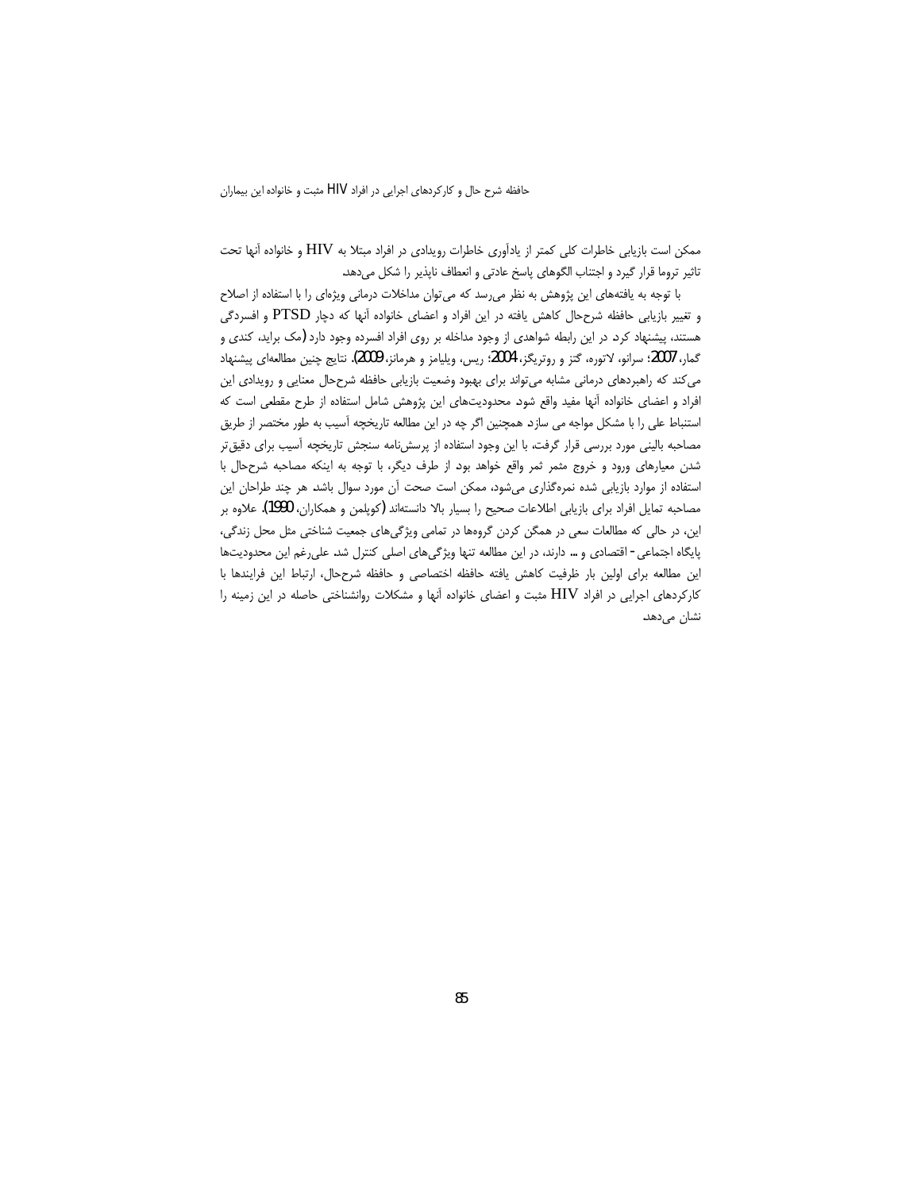ممکن است بازیابی خاطرات کلی کمتر از یادآوری خاطرات رویدادی در افراد مبتلا به HIV و خانواده آنها تحت تاثیر تروما قرار گیرد و اجتناب الگوهای پاسخ عادتی و انعطاف ناپذیر را شکل می‌دهد.

با توجه به یافته‌های این پژوهش به نظر می‌رسد که می‌توان مداخلات درمانی ویژه‌ای را با استفاده از اصلاح و تغییر بازیابی حافظه شرح‌حال کاهش یافته در این افراد و اعضای خانواده آنها که دچار PTSD و افسردگی هستند، پیشنهاد کرد. در این رابطه شواهدی از وجود مداخله بر روی افراد افسرده وجود دارد (مک براید، کندی و گمار، 2007؛ سرانو، لاتوره، گتز و روتریگز، 2004؛ ریس، ویلیامز و هرمانز، 2009). نتایج چنین مطالعه‌ای پیشنهاد می‌کند که راهبردهای درمانی مشابه می‌تواند برای بهبود وضعیت بازیابی حافظه شرح‌حال معنایی و رویدادی این افراد و اعضای خانواده آنها مفید واقع شود. محدودیت‌های این پژوهش شامل استفاده از طرح مقطعی است که استنباط علی را با مشکل مواجه می سازد. همچنین اگر چه در این مطالعه تاریخچه آسیب به طور مختصر از طریق مصاحبه بالینی مورد بررسی قرار گرفت، با این وجود استفاده از پرسش‌نامه سنجش تاریخچه آسیب برای دقیق‌تر شدن معیارهای ورود و خروج مثمر ثمر واقع خواهد بود. از طرف دیگر، با توجه به اینکه مصاحبه شرح‌حال با استفاده از موارد بازیابی شده نمره‌گذاری می‌شود، ممکن است صحت آن مورد سوال باشد. هر چند طراحان این مصاحبه تمایل افراد برای بازیابی اطلاعات صحیح را بسیار بالا دانسته‌اند (کوپلمن و همکاران، 1990). علاوه بر این، در حالی که مطالعات سعی در همگن کردن گروهها در تمامی ویژگی‌های جمعیت شناختی مثل محل زندگی، پایگاه اجتماعی- اقتصادی و ... دارند، در این مطالعه تنها ویژگی‌های اصلی کنترل شد. علی‌رغم این محدودیت‌ها این مطالعه برای اولین بار ظرفیت کاهش یافته حافظه اختصاصی و حافظه شرح‌حال، ارتباط این فرایندها با کارکردهای اجرایی در افراد HIV مثبت و اعضای خانواده آنها و مشکلات روانشناختی حاصله در این زمینه را نشان می‌دهد.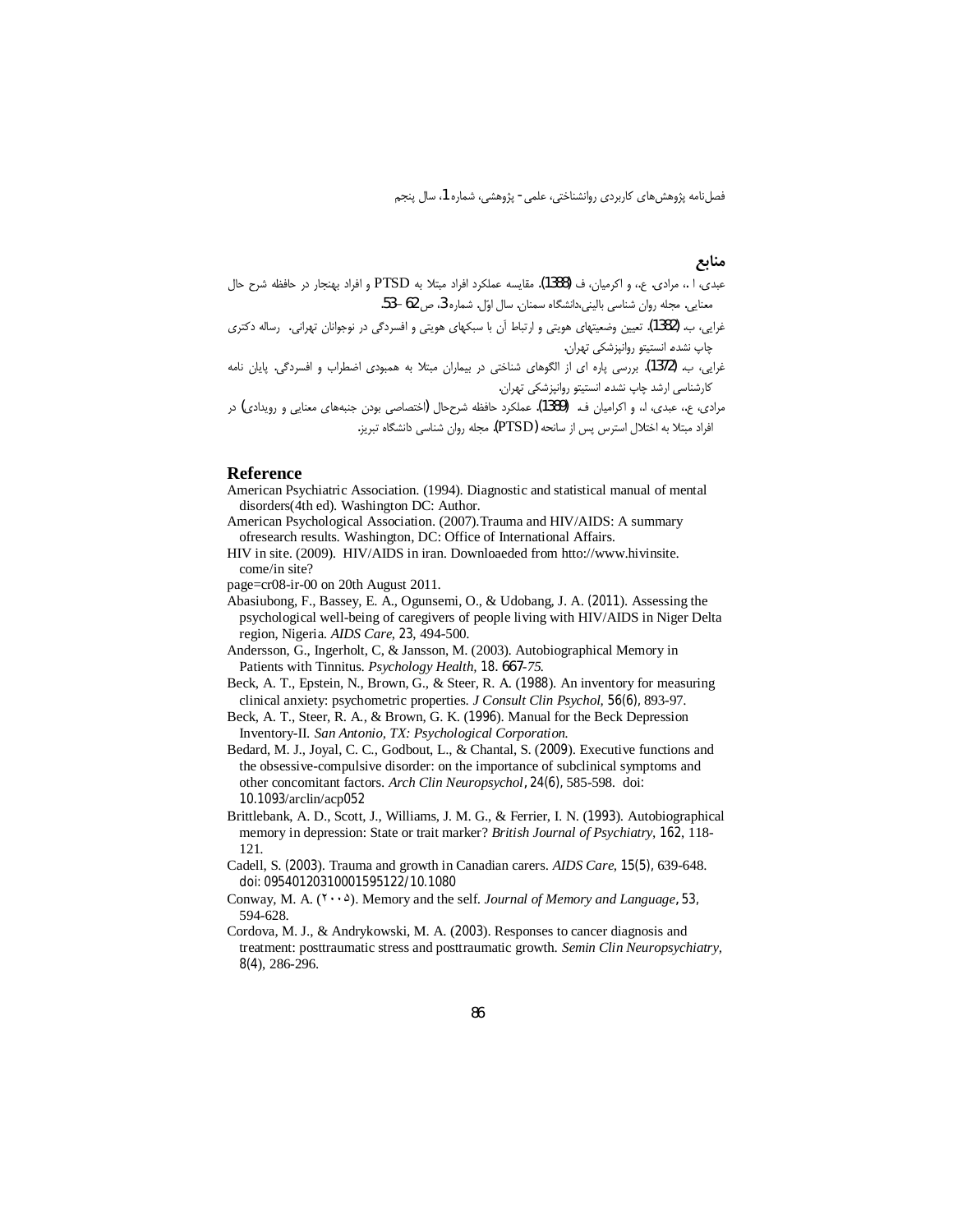## منابع

عبدی، ا .، مرادی، ع.، و اکرمیان، ف (1388). مقایسه عملکرد افراد مبتلا به PTSD و افراد بهنجار در حافظه شرح حال معنایی. مجله روان شناسی بالینی،دانشگاه سمنان. سال اوّل. شماره3، ص62 -53.

غرایی، ب. (1382). تعیین وضعیتهای هویتی و ارتباط آن با سبکهای هویتی و افسردگی در نوجوانان تهرانی. رساله دکتری چاپ نشده انستیتو روانپزشکی تهران.

غرایی، ب. (1372). بررسی پاره ای از الگوهای شناختی در بیماران مبتلا به همبودی اضطراب و افسردگی. پایان نامه کارشناسی ارشد چاپ نشده انستیتو روانپزشکی تهران.

مرادی، ع.، عبدی، ا.، و اکرامیان ف.. (1389). عملکرد حافظه شرح‌حال (اختصاصی بودن جنبه‌های معنایی و رویدادی) در افراد مبتلا به اختلال استرس پس از سانحه (PTSD). مجله روان شناسی دانشگاه تبریز.

## Reference

American Psychiatric Association. (1994). Diagnostic and statistical manual of mental disorders(4th ed). Washington DC: Author.

American Psychological Association. (2007).Trauma and HIV/AIDS: A summary ofresearch results. Washington, DC: Office of International Affairs.

HIV in site. (2009). HIV/AIDS in iran. Downloaeded from htto://www.hivinsite. come/in site?
page=cr08-ir-00 on 20th August 2011.

Abasiubong, F., Bassey, E. A., Ogunsemi, O., & Udobang, J. A. (2011). Assessing the psychological well-being of caregivers of people living with HIV/AIDS in Niger Delta region, Nigeria. *AIDS Care*, 23, 494-500.

Andersson, G., Ingerholt, C, & Jansson, M. (2003). Autobiographical Memory in Patients with Tinnitus. *Psychology Health*, 18. 667-*75.*

Beck, A. T., Epstein, N., Brown, G., & Steer, R. A. (1988). An inventory for measuring clinical anxiety: psychometric properties. *J Consult Clin Psychol*, 56(6), 893-97.

Beck, A. T., Steer, R. A., & Brown, G. K. (1996). Manual for the Beck Depression Inventory-II. *San Antonio, TX: Psychological Corporation.*

Bedard, M. J., Joyal, C. C., Godbout, L., & Chantal, S. (2009). Executive functions and the obsessive-compulsive disorder: on the importance of subclinical symptoms and other concomitant factors. *Arch Clin Neuropsychol*, 24(6), 585-598. doi: 10.1093/arclin/acp052

Brittlebank, A. D., Scott, J., Williams, J. M. G., & Ferrier, I. N. (1993). Autobiographical memory in depression: State or trait marker? *British Journal of Psychiatry*, 162, 118-121.

Cadell, S. (2003). Trauma and growth in Canadian carers. *AIDS Care*, 15(5), 639-648. doi: 09540120310001595122/10.1080

Conway, M. A. (۲۰۰۵). Memory and the self. *Journal of Memory and Language*, 53, 594-628.

Cordova, M. J., & Andrykowski, M. A. (2003). Responses to cancer diagnosis and treatment: posttraumatic stress and posttraumatic growth. *Semin Clin Neuropsychiatry*, 8(4), 286-296.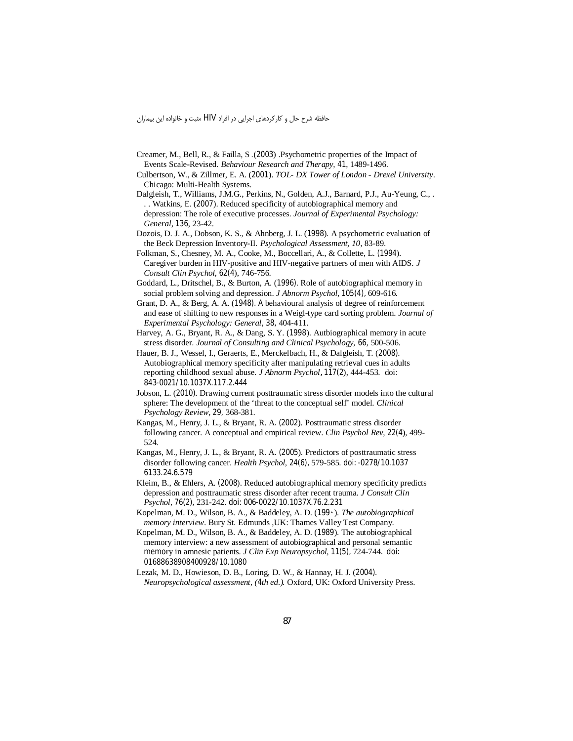Creamer, M., Bell, R., & Failla, S .(2003) .Psychometric properties of the Impact of Events Scale-Revised. *Behaviour Research and Therapy*, 41, 1489-1496.

Culbertson, W., & Zillmer, E. A. (2001). *TOL- DX Tower of London - Drexel University*. Chicago: Multi-Health Systems.

Dalgleish, T., Williams, J.M.G., Perkins, N., Golden, A.J., Barnard, P.J., Au-Yeung, C., . . . Watkins, E. (2007). Reduced specificity of autobiographical memory and depression: The role of executive processes. *Journal of Experimental Psychology: General*, 136, 23-42.

Dozois, D. J. A., Dobson, K. S., & Ahnberg, J. L. (1998). A psychometric evaluation of the Beck Depression Inventory-II. *Psychological Assessment, 10*, 83-89.

Folkman, S., Chesney, M. A., Cooke, M., Boccellari, A., & Collette, L. (1994). Caregiver burden in HIV-positive and HIV-negative partners of men with AIDS. *J Consult Clin Psychol,* 62(4), 746-756.

Goddard, L., Dritschel, B., & Burton, A. (1996). Role of autobiographical memory in social problem solving and depression. *J Abnorm Psychol*, 105(4), 609-616.

Grant, D. A., & Berg, A. A. (1948). A behavioural analysis of degree of reinforcement and ease of shifting to new responses in a Weigl-type card sorting problem. *Journal of Experimental Psychology: General*, 38, 404-411.

Harvey, A. G., Bryant, R. A., & Dang, S. Y. (1998). Autbiographical memory in acute stress disorder. *Journal of Consulting and Clinical Psychology*, 66, 500-506.

Hauer, B. J., Wessel, I., Geraerts, E., Merckelbach, H., & Dalgleish, T. (2008). Autobiographical memory specificity after manipulating retrieval cues in adults reporting childhood sexual abuse. *J Abnorm Psychol*, 117(2), 444-453. doi: 843-0021/10.1037X.117.2.444

Jobson, L. (2010). Drawing current posttraumatic stress disorder models into the cultural sphere: The development of the 'threat to the conceptual self' model. *Clinical Psychology Review*, 29, 368-381.

Kangas, M., Henry, J. L., & Bryant, R. A. (2002). Posttraumatic stress disorder following cancer. A conceptual and empirical review. *Clin Psychol Rev*, 22(4), 499-524.

Kangas, M., Henry, J. L., & Bryant, R. A. (2005). Predictors of posttraumatic stress disorder following cancer. *Health Psychol,* 24(6), 579-585. doi: -0278/10.1037 6133.24.6.579

Kleim, B., & Ehlers, A. (2008). Reduced autobiographical memory specificity predicts depression and posttraumatic stress disorder after recent trauma. *J Consult Clin Psychol*, 76(2), 231-242. doi: 006-0022/10.1037X.76.2.231

Kopelman, M. D., Wilson, B. A., & Baddeley, A. D. (199۰). *The autobiographical memory interview*. Bury St. Edmunds ,UK: Thames Valley Test Company.

Kopelman, M. D., Wilson, B. A., & Baddeley, A. D. (1989). The autobiographical memory interview: a new assessment of autobiographical and personal semantic memory in amnesic patients. *J Clin Exp Neuropsychol*, 11(5), 724-744. doi: 01688638908400928/10.1080

Lezak, M. D., Howieson, D. B., Loring, D. W., & Hannay, H. J. (2004). *Neuropsychological assessment, (4th ed.).* Oxford, UK: Oxford University Press.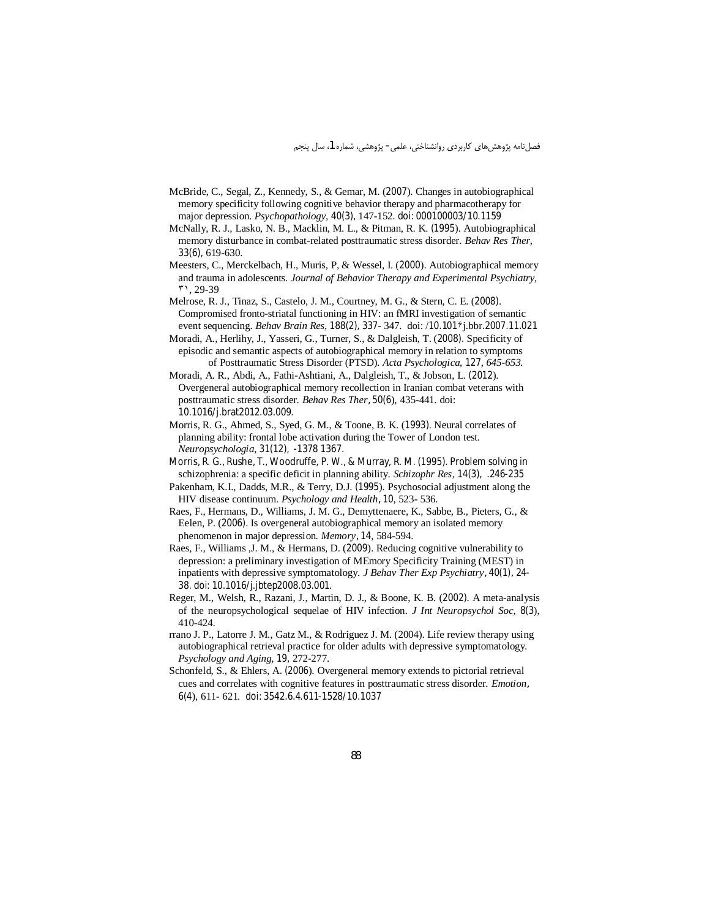McBride, C., Segal, Z., Kennedy, S., & Gemar, M. (2007). Changes in autobiographical memory specificity following cognitive behavior therapy and pharmacotherapy for major depression. *Psychopathology*, 40(3), 147-152. doi: 000100003/10.1159

McNally, R. J., Lasko, N. B., Macklin, M. L., & Pitman, R. K. (1995). Autobiographical memory disturbance in combat-related posttraumatic stress disorder. *Behav Res Ther*, 33(6), 619-630.

Meesters, C., Merckelbach, H., Muris, P, & Wessel, I. (2000). Autobiographical memory and trauma in adolescents. *Journal of Behavior Therapy and Experimental Psychiatry*, ۳۱, 29-39

Melrose, R. J., Tinaz, S., Castelo, J. M., Courtney, M. G., & Stern, C. E. (2008). Compromised fronto-striatal functioning in HIV: an fMRI investigation of semantic event sequencing. *Behav Brain Res*, 188(2), 337- 347. doi: /10.101۶j.bbr.2007.11.021

Moradi, A., Herlihy, J., Yasseri, G., Turner, S., & Dalgleish, T. (2008). Specificity of episodic and semantic aspects of autobiographical memory in relation to symptoms of Posttraumatic Stress Disorder (PTSD). *Acta Psychologica*, 127, *645-653.*

Moradi, A. R., Abdi, A., Fathi-Ashtiani, A., Dalgleish, T., & Jobson, L. (2012). Overgeneral autobiographical memory recollection in Iranian combat veterans with posttraumatic stress disorder. *Behav Res Ther*, 50(6), 435-441. doi: 10.1016/j.brat2012.03.009.

Morris, R. G., Ahmed, S., Syed, G. M., & Toone, B. K. (1993). Neural correlates of planning ability: frontal lobe activation during the Tower of London test. *Neuropsychologia*, 31(12), -1378 1367.

Morris, R. G., Rushe, T., Woodruffe, P. W., & Murray, R. M. (1995). Problem solving in schizophrenia: a specific deficit in planning ability. *Schizophr Res*, 14(3), .246-235

Pakenham, K.I., Dadds, M.R., & Terry, D.J. (1995). Psychosocial adjustment along the HIV disease continuum. *Psychology and Health*, 10, 523- 536.

Raes, F., Hermans, D., Williams, J. M. G., Demyttenaere, K., Sabbe, B., Pieters, G., & Eelen, P. (2006). Is overgeneral autobiographical memory an isolated memory phenomenon in major depression. *Memory*, 14, 584-594.

Raes, F., Williams ,J. M., & Hermans, D. (2009). Reducing cognitive vulnerability to depression: a preliminary investigation of MEmory Specificity Training (MEST) in inpatients with depressive symptomatology. *J Behav Ther Exp Psychiatry*, 40(1), 24-38. doi: 10.1016/j.jbtep2008.03.001.

Reger, M., Welsh, R., Razani, J., Martin, D. J., & Boone, K. B. (2002). A meta-analysis of the neuropsychological sequelae of HIV infection. *J Int Neuropsychol Soc*, 8(3), 410-424.

rrano J. P., Latorre J. M., Gatz M., & Rodriguez J. M. (2004). Life review therapy using autobiographical retrieval practice for older adults with depressive symptomatology. *Psychology and Aging*, 19, 272-277.

Schonfeld, S., & Ehlers, A. (2006). Overgeneral memory extends to pictorial retrieval cues and correlates with cognitive features in posttraumatic stress disorder. *Emotion*, 6(4), 611- 621. doi: 3542.6.4.611-1528/10.1037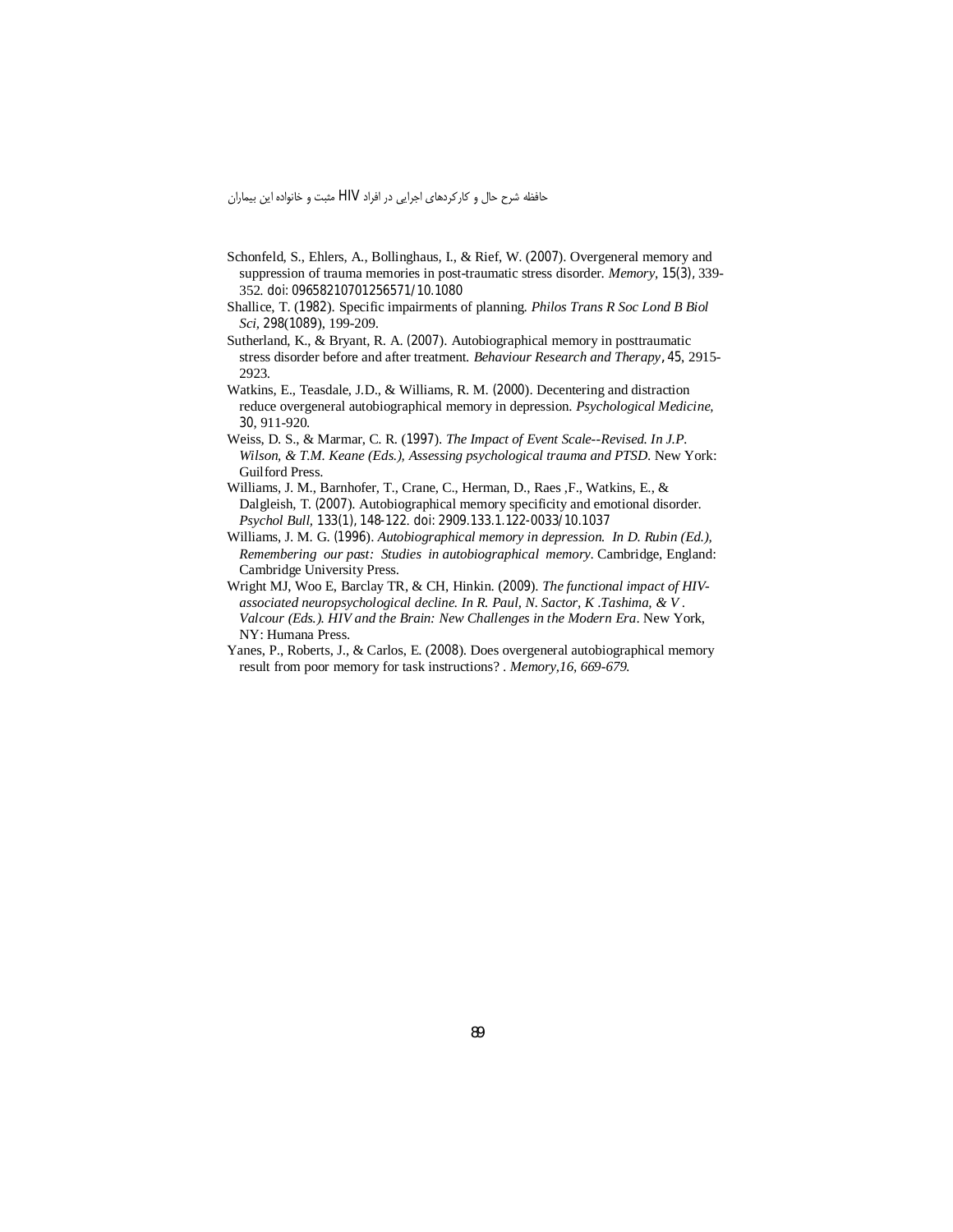Schonfeld, S., Ehlers, A., Bollinghaus, I., & Rief, W. (2007). Overgeneral memory and suppression of trauma memories in post-traumatic stress disorder. *Memory*, 15(3), 339-352. doi: 09658210701256571/10.1080

Shallice, T. (1982). Specific impairments of planning. *Philos Trans R Soc Lond B Biol Sci*, 298(1089), 199-209.

Sutherland, K., & Bryant, R. A. (2007). Autobiographical memory in posttraumatic stress disorder before and after treatment. *Behaviour Research and Therapy*, 45, 2915-2923.

Watkins, E., Teasdale, J.D., & Williams, R. M. (2000). Decentering and distraction reduce overgeneral autobiographical memory in depression. *Psychological Medicine*, 30, 911-920.

Weiss, D. S., & Marmar, C. R. (1997). *The Impact of Event Scale--Revised. In J.P. Wilson, & T.M. Keane (Eds.), Assessing psychological trauma and PTSD*. New York: Guilford Press.

Williams, J. M., Barnhofer, T., Crane, C., Herman, D., Raes ,F., Watkins, E., & Dalgleish, T. (2007). Autobiographical memory specificity and emotional disorder. *Psychol Bull*, 133(1), 148-122. doi: 2909.133.1.122-0033/10.1037

Williams, J. M. G. (1996). *Autobiographical memory in depression. In D. Rubin (Ed.), Remembering our past: Studies in autobiographical memory*. Cambridge, England: Cambridge University Press.

Wright MJ, Woo E, Barclay TR, & CH, Hinkin. (2009). *The functional impact of HIV-associated neuropsychological decline. In R. Paul, N. Sactor, K .Tashima, & V . Valcour (Eds.). HIV and the Brain: New Challenges in the Modern Era*. New York, NY: Humana Press.

Yanes, P., Roberts, J., & Carlos, E. (2008). Does overgeneral autobiographical memory result from poor memory for task instructions? . *Memory,16, 669-679.*